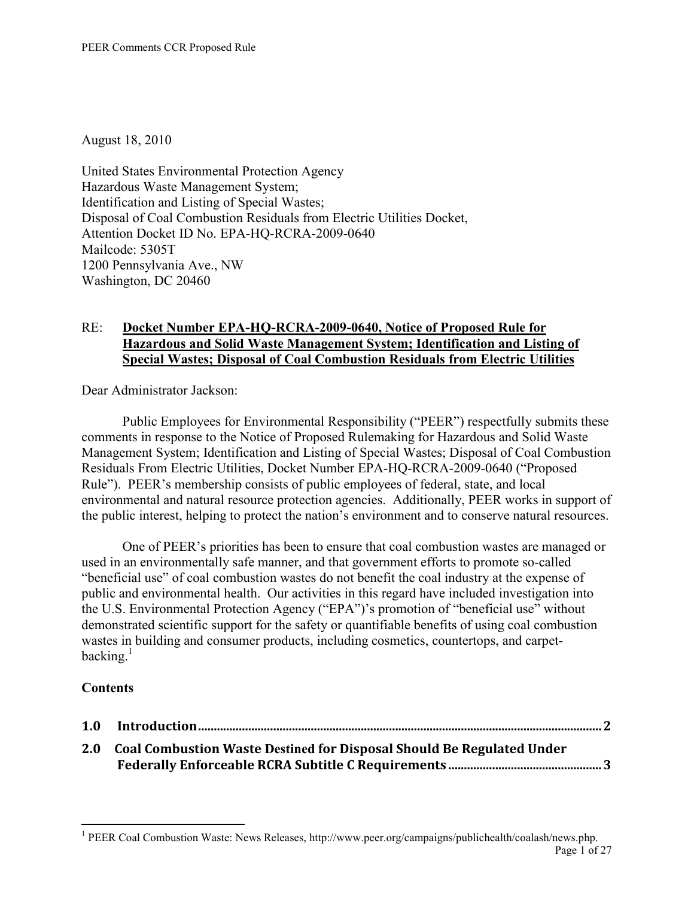August 18, 2010

United States Environmental Protection Agency
Hazardous Waste Management System;
Identification and Listing of Special Wastes;
Disposal of Coal Combustion Residuals from Electric Utilities Docket,
Attention Docket ID No. EPA-HQ-RCRA-2009-0640
Mailcode: 5305T
1200 Pennsylvania Ave., NW
Washington, DC 20460

RE: **Docket Number EPA-HQ-RCRA-2009-0640, Notice of Proposed Rule for Hazardous and Solid Waste Management System; Identification and Listing of Special Wastes; Disposal of Coal Combustion Residuals from Electric Utilities**

Dear Administrator Jackson:

Public Employees for Environmental Responsibility ("PEER") respectfully submits these comments in response to the Notice of Proposed Rulemaking for Hazardous and Solid Waste Management System; Identification and Listing of Special Wastes; Disposal of Coal Combustion Residuals From Electric Utilities, Docket Number EPA-HQ-RCRA-2009-0640 ("Proposed Rule"). PEER's membership consists of public employees of federal, state, and local environmental and natural resource protection agencies. Additionally, PEER works in support of the public interest, helping to protect the nation's environment and to conserve natural resources.

One of PEER's priorities has been to ensure that coal combustion wastes are managed or used in an environmentally safe manner, and that government efforts to promote so-called "beneficial use" of coal combustion wastes do not benefit the coal industry at the expense of public and environmental health. Our activities in this regard have included investigation into the U.S. Environmental Protection Agency ("EPA")'s promotion of "beneficial use" without demonstrated scientific support for the safety or quantifiable benefits of using coal combustion wastes in building and consumer products, including cosmetics, countertops, and carpet-backing.[1]

**Contents**

**1.0 Introduction ..... 2**

**2.0 Coal Combustion Waste Destined for Disposal Should Be Regulated Under Federally Enforceable RCRA Subtitle C Requirements ..... 3**

[1] PEER Coal Combustion Waste: News Releases, http://www.peer.org/campaigns/publichealth/coalash/news.php.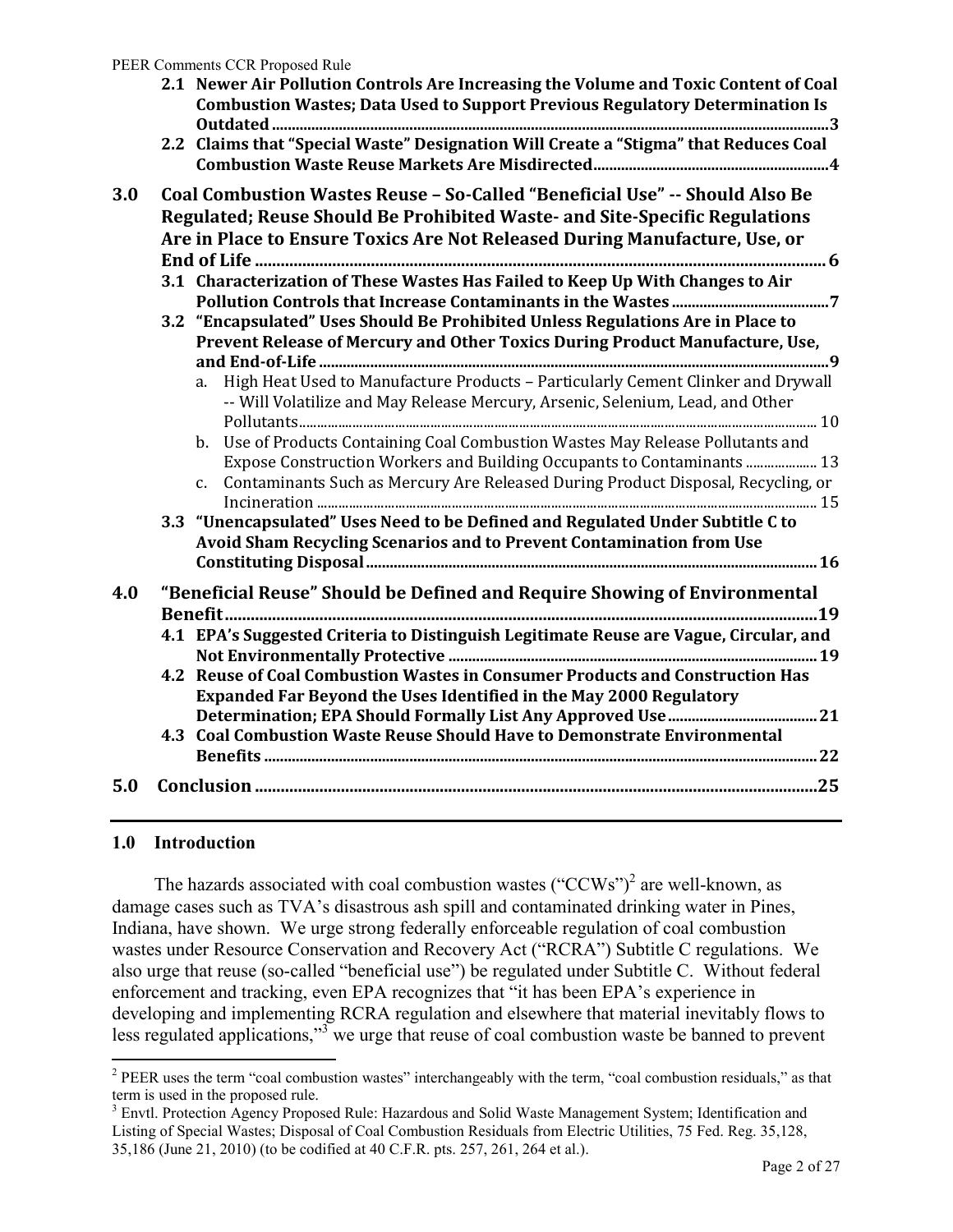- **2.1 Newer Air Pollution Controls Are Increasing the Volume and Toxic Content of Coal Combustion Wastes; Data Used to Support Previous Regulatory Determination Is Outdated** ........ 3
- **2.2 Claims that "Special Waste" Designation Will Create a "Stigma" that Reduces Coal Combustion Waste Reuse Markets Are Misdirected** ........ 4

**3.0 Coal Combustion Wastes Reuse – So-Called "Beneficial Use" -- Should Also Be Regulated; Reuse Should Be Prohibited Waste- and Site-Specific Regulations Are in Place to Ensure Toxics Are Not Released During Manufacture, Use, or End of Life** ........ 6

- **3.1 Characterization of These Wastes Has Failed to Keep Up With Changes to Air Pollution Controls that Increase Contaminants in the Wastes** ........ 7
- **3.2 "Encapsulated" Uses Should Be Prohibited Unless Regulations Are in Place to Prevent Release of Mercury and Other Toxics During Product Manufacture, Use, and End-of-Life** ........ 9
  - a. High Heat Used to Manufacture Products – Particularly Cement Clinker and Drywall -- Will Volatilize and May Release Mercury, Arsenic, Selenium, Lead, and Other Pollutants ........ 10
  - b. Use of Products Containing Coal Combustion Wastes May Release Pollutants and Expose Construction Workers and Building Occupants to Contaminants ........ 13
  - c. Contaminants Such as Mercury Are Released During Product Disposal, Recycling, or Incineration ........ 15
- **3.3 "Unencapsulated" Uses Need to be Defined and Regulated Under Subtitle C to Avoid Sham Recycling Scenarios and to Prevent Contamination from Use Constituting Disposal** ........ 16

**4.0 "Beneficial Reuse" Should be Defined and Require Showing of Environmental Benefit** ........ 19

- **4.1 EPA's Suggested Criteria to Distinguish Legitimate Reuse are Vague, Circular, and Not Environmentally Protective** ........ 19
- **4.2 Reuse of Coal Combustion Wastes in Consumer Products and Construction Has Expanded Far Beyond the Uses Identified in the May 2000 Regulatory Determination; EPA Should Formally List Any Approved Use** ........ 21
- **4.3 Coal Combustion Waste Reuse Should Have to Demonstrate Environmental Benefits** ........ 22

**5.0 Conclusion** ........ 25

---

## 1.0 Introduction

The hazards associated with coal combustion wastes ("CCWs")[2] are well-known, as damage cases such as TVA's disastrous ash spill and contaminated drinking water in Pines, Indiana, have shown. We urge strong federally enforceable regulation of coal combustion wastes under Resource Conservation and Recovery Act ("RCRA") Subtitle C regulations. We also urge that reuse (so-called "beneficial use") be regulated under Subtitle C. Without federal enforcement and tracking, even EPA recognizes that "it has been EPA's experience in developing and implementing RCRA regulation and elsewhere that material inevitably flows to less regulated applications,"[3] we urge that reuse of coal combustion waste be banned to prevent

[2] PEER uses the term "coal combustion wastes" interchangeably with the term, "coal combustion residuals," as that term is used in the proposed rule.

[3] Envtl. Protection Agency Proposed Rule: Hazardous and Solid Waste Management System; Identification and Listing of Special Wastes; Disposal of Coal Combustion Residuals from Electric Utilities, 75 Fed. Reg. 35,128, 35,186 (June 21, 2010) (to be codified at 40 C.F.R. pts. 257, 261, 264 et al.).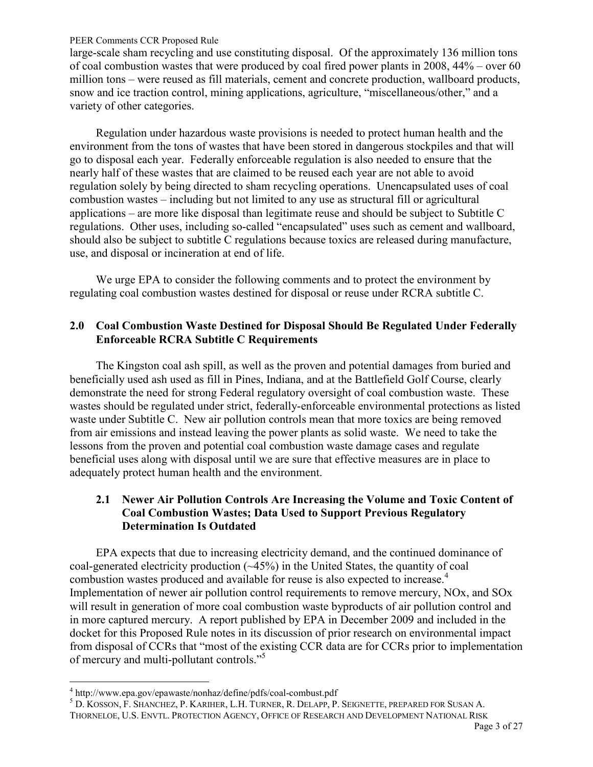large-scale sham recycling and use constituting disposal. Of the approximately 136 million tons of coal combustion wastes that were produced by coal fired power plants in 2008, 44% – over 60 million tons – were reused as fill materials, cement and concrete production, wallboard products, snow and ice traction control, mining applications, agriculture, "miscellaneous/other," and a variety of other categories.

Regulation under hazardous waste provisions is needed to protect human health and the environment from the tons of wastes that have been stored in dangerous stockpiles and that will go to disposal each year. Federally enforceable regulation is also needed to ensure that the nearly half of these wastes that are claimed to be reused each year are not able to avoid regulation solely by being directed to sham recycling operations. Unencapsulated uses of coal combustion wastes – including but not limited to any use as structural fill or agricultural applications – are more like disposal than legitimate reuse and should be subject to Subtitle C regulations. Other uses, including so-called "encapsulated" uses such as cement and wallboard, should also be subject to subtitle C regulations because toxics are released during manufacture, use, and disposal or incineration at end of life.

We urge EPA to consider the following comments and to protect the environment by regulating coal combustion wastes destined for disposal or reuse under RCRA subtitle C.

## 2.0 Coal Combustion Waste Destined for Disposal Should Be Regulated Under Federally Enforceable RCRA Subtitle C Requirements

The Kingston coal ash spill, as well as the proven and potential damages from buried and beneficially used ash used as fill in Pines, Indiana, and at the Battlefield Golf Course, clearly demonstrate the need for strong Federal regulatory oversight of coal combustion waste. These wastes should be regulated under strict, federally-enforceable environmental protections as listed waste under Subtitle C. New air pollution controls mean that more toxics are being removed from air emissions and instead leaving the power plants as solid waste. We need to take the lessons from the proven and potential coal combustion waste damage cases and regulate beneficial uses along with disposal until we are sure that effective measures are in place to adequately protect human health and the environment.

### 2.1 Newer Air Pollution Controls Are Increasing the Volume and Toxic Content of Coal Combustion Wastes; Data Used to Support Previous Regulatory Determination Is Outdated

EPA expects that due to increasing electricity demand, and the continued dominance of coal-generated electricity production (~45%) in the United States, the quantity of coal combustion wastes produced and available for reuse is also expected to increase.[4] Implementation of newer air pollution control requirements to remove mercury, NOx, and SOx will result in generation of more coal combustion waste byproducts of air pollution control and in more captured mercury. A report published by EPA in December 2009 and included in the docket for this Proposed Rule notes in its discussion of prior research on environmental impact from disposal of CCRs that "most of the existing CCR data are for CCRs prior to implementation of mercury and multi-pollutant controls."[5]

---

[4] http://www.epa.gov/epawaste/nonhaz/define/pdfs/coal-combust.pdf

[5] D. Kosson, F. Shanchez, P. Kariher, L.H. Turner, R. Delapp, P. Seignette, prepared for Susan A. Thorneloe, U.S. Envtl. Protection Agency, Office of Research and Development National Risk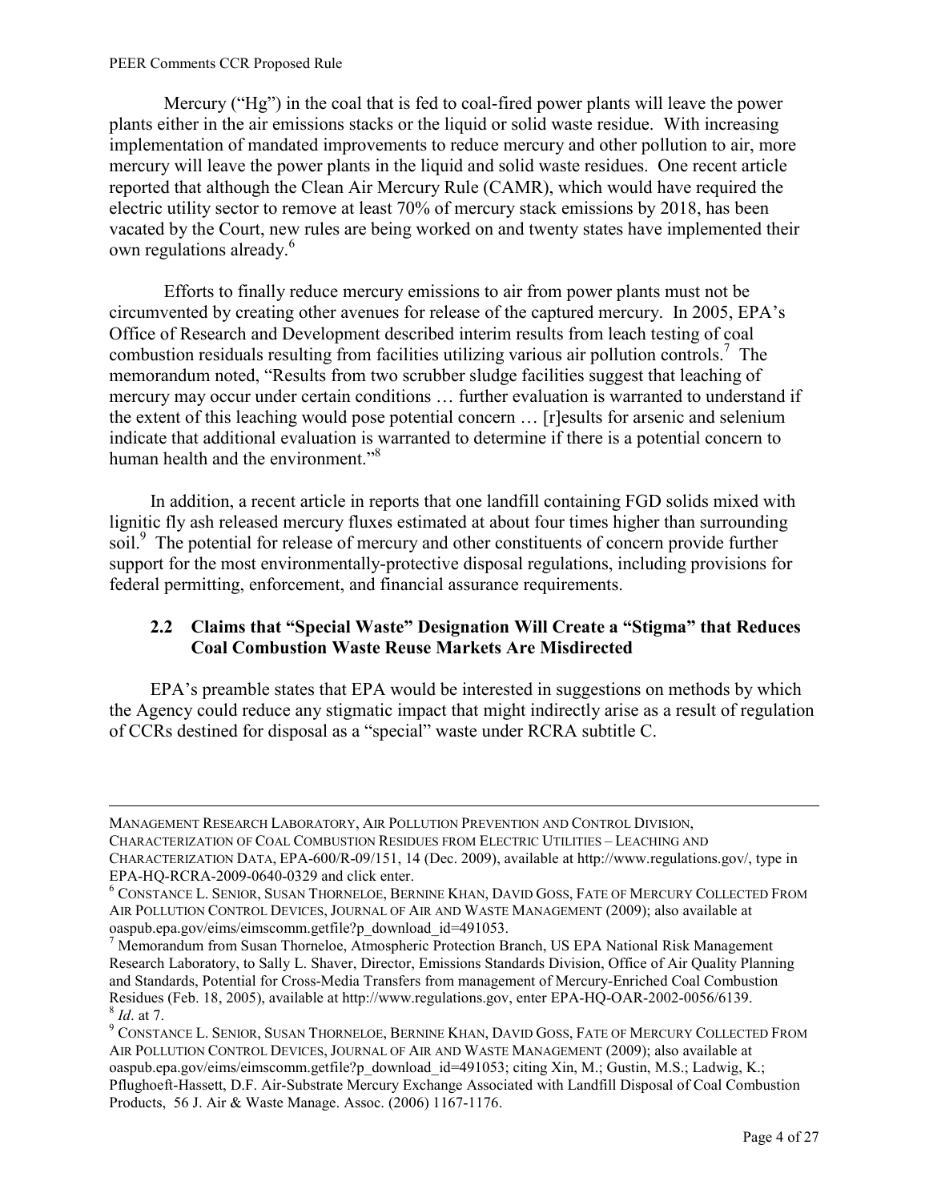Mercury ("Hg") in the coal that is fed to coal-fired power plants will leave the power plants either in the air emissions stacks or the liquid or solid waste residue. With increasing implementation of mandated improvements to reduce mercury and other pollution to air, more mercury will leave the power plants in the liquid and solid waste residues. One recent article reported that although the Clean Air Mercury Rule (CAMR), which would have required the electric utility sector to remove at least 70% of mercury stack emissions by 2018, has been vacated by the Court, new rules are being worked on and twenty states have implemented their own regulations already.[6]

Efforts to finally reduce mercury emissions to air from power plants must not be circumvented by creating other avenues for release of the captured mercury. In 2005, EPA's Office of Research and Development described interim results from leach testing of coal combustion residuals resulting from facilities utilizing various air pollution controls.[7] The memorandum noted, "Results from two scrubber sludge facilities suggest that leaching of mercury may occur under certain conditions … further evaluation is warranted to understand if the extent of this leaching would pose potential concern … [r]esults for arsenic and selenium indicate that additional evaluation is warranted to determine if there is a potential concern to human health and the environment."[8]

In addition, a recent article in reports that one landfill containing FGD solids mixed with lignitic fly ash released mercury fluxes estimated at about four times higher than surrounding soil.[9] The potential for release of mercury and other constituents of concern provide further support for the most environmentally-protective disposal regulations, including provisions for federal permitting, enforcement, and financial assurance requirements.

## 2.2 Claims that "Special Waste" Designation Will Create a "Stigma" that Reduces Coal Combustion Waste Reuse Markets Are Misdirected

EPA's preamble states that EPA would be interested in suggestions on methods by which the Agency could reduce any stigmatic impact that might indirectly arise as a result of regulation of CCRs destined for disposal as a "special" waste under RCRA subtitle C.

---

MANAGEMENT RESEARCH LABORATORY, AIR POLLUTION PREVENTION AND CONTROL DIVISION, CHARACTERIZATION OF COAL COMBUSTION RESIDUES FROM ELECTRIC UTILITIES – LEACHING AND CHARACTERIZATION DATA, EPA-600/R-09/151, 14 (Dec. 2009), available at http://www.regulations.gov/, type in EPA-HQ-RCRA-2009-0640-0329 and click enter.

[6] CONSTANCE L. SENIOR, SUSAN THORNELOE, BERNINE KHAN, DAVID GOSS, FATE OF MERCURY COLLECTED FROM AIR POLLUTION CONTROL DEVICES, JOURNAL OF AIR AND WASTE MANAGEMENT (2009); also available at oaspub.epa.gov/eims/eimscomm.getfile?p_download_id=491053.

[7] Memorandum from Susan Thorneloe, Atmospheric Protection Branch, US EPA National Risk Management Research Laboratory, to Sally L. Shaver, Director, Emissions Standards Division, Office of Air Quality Planning and Standards, Potential for Cross-Media Transfers from management of Mercury-Enriched Coal Combustion Residues (Feb. 18, 2005), available at http://www.regulations.gov, enter EPA-HQ-OAR-2002-0056/6139.

[8] *Id*. at 7.

[9] CONSTANCE L. SENIOR, SUSAN THORNELOE, BERNINE KHAN, DAVID GOSS, FATE OF MERCURY COLLECTED FROM AIR POLLUTION CONTROL DEVICES, JOURNAL OF AIR AND WASTE MANAGEMENT (2009); also available at oaspub.epa.gov/eims/eimscomm.getfile?p_download_id=491053; citing Xin, M.; Gustin, M.S.; Ladwig, K.; Pflughoeft-Hassett, D.F. Air-Substrate Mercury Exchange Associated with Landfill Disposal of Coal Combustion Products, 56 J. Air & Waste Manage. Assoc. (2006) 1167-1176.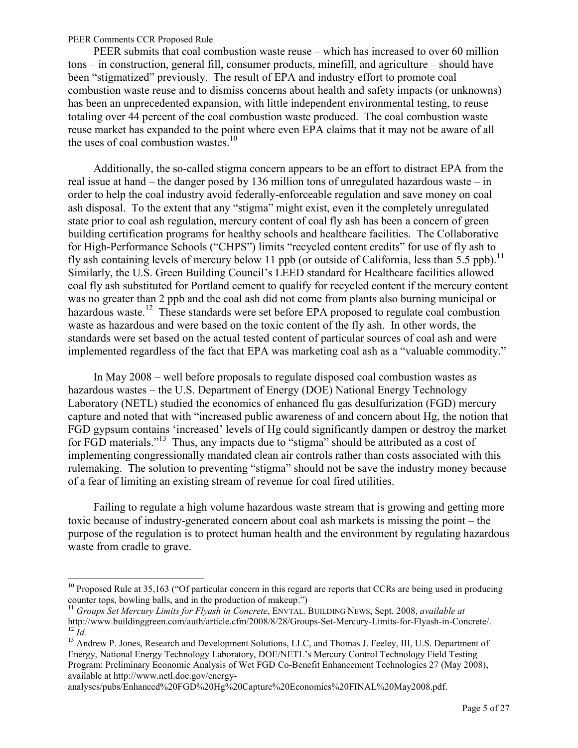PEER submits that coal combustion waste reuse – which has increased to over 60 million tons – in construction, general fill, consumer products, minefill, and agriculture – should have been "stigmatized" previously. The result of EPA and industry effort to promote coal combustion waste reuse and to dismiss concerns about health and safety impacts (or unknowns) has been an unprecedented expansion, with little independent environmental testing, to reuse totaling over 44 percent of the coal combustion waste produced. The coal combustion waste reuse market has expanded to the point where even EPA claims that it may not be aware of all the uses of coal combustion wastes.[10]

Additionally, the so-called stigma concern appears to be an effort to distract EPA from the real issue at hand – the danger posed by 136 million tons of unregulated hazardous waste – in order to help the coal industry avoid federally-enforceable regulation and save money on coal ash disposal. To the extent that any "stigma" might exist, even it the completely unregulated state prior to coal ash regulation, mercury content of coal fly ash has been a concern of green building certification programs for healthy schools and healthcare facilities. The Collaborative for High-Performance Schools ("CHPS") limits "recycled content credits" for use of fly ash to fly ash containing levels of mercury below 11 ppb (or outside of California, less than 5.5 ppb).[11] Similarly, the U.S. Green Building Council's LEED standard for Healthcare facilities allowed coal fly ash substituted for Portland cement to qualify for recycled content if the mercury content was no greater than 2 ppb and the coal ash did not come from plants also burning municipal or hazardous waste.[12] These standards were set before EPA proposed to regulate coal combustion waste as hazardous and were based on the toxic content of the fly ash. In other words, the standards were set based on the actual tested content of particular sources of coal ash and were implemented regardless of the fact that EPA was marketing coal ash as a "valuable commodity."

In May 2008 – well before proposals to regulate disposed coal combustion wastes as hazardous wastes – the U.S. Department of Energy (DOE) National Energy Technology Laboratory (NETL) studied the economics of enhanced flu gas desulfurization (FGD) mercury capture and noted that with "increased public awareness of and concern about Hg, the notion that FGD gypsum contains 'increased' levels of Hg could significantly dampen or destroy the market for FGD materials."[13] Thus, any impacts due to "stigma" should be attributed as a cost of implementing congressionally mandated clean air controls rather than costs associated with this rulemaking. The solution to preventing "stigma" should not be save the industry money because of a fear of limiting an existing stream of revenue for coal fired utilities.

Failing to regulate a high volume hazardous waste stream that is growing and getting more toxic because of industry-generated concern about coal ash markets is missing the point – the purpose of the regulation is to protect human health and the environment by regulating hazardous waste from cradle to grave.

---

[10] Proposed Rule at 35,163 ("Of particular concern in this regard are reports that CCRs are being used in producing counter tops, bowling balls, and in the production of makeup.")

[11] *Groups Set Mercury Limits for Flyash in Concrete*, ENVTAL. BUILDING NEWS, Sept. 2008, *available at* http://www.buildinggreen.com/auth/article.cfm/2008/8/28/Groups-Set-Mercury-Limits-for-Flyash-in-Concrete/.

[12] *Id.*

[13] Andrew P. Jones, Research and Development Solutions, LLC, and Thomas J. Feeley, III, U.S. Department of Energy, National Energy Technology Laboratory, DOE/NETL's Mercury Control Technology Field Testing Program: Preliminary Economic Analysis of Wet FGD Co-Benefit Enhancement Technologies 27 (May 2008), available at http://www.netl.doe.gov/energy-analyses/pubs/Enhanced%20FGD%20Hg%20Capture%20Economics%20FINAL%20May2008.pdf.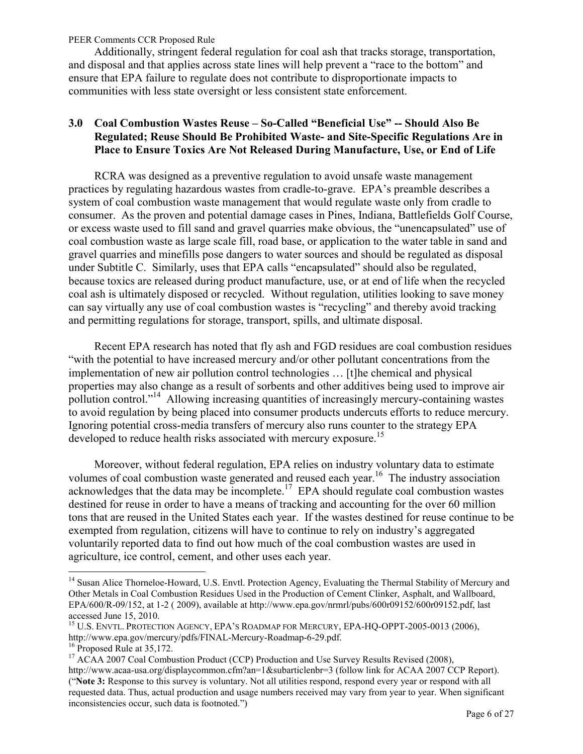Additionally, stringent federal regulation for coal ash that tracks storage, transportation, and disposal and that applies across state lines will help prevent a "race to the bottom" and ensure that EPA failure to regulate does not contribute to disproportionate impacts to communities with less state oversight or less consistent state enforcement.

## 3.0 Coal Combustion Wastes Reuse – So-Called "Beneficial Use" -- Should Also Be Regulated; Reuse Should Be Prohibited Waste- and Site-Specific Regulations Are in Place to Ensure Toxics Are Not Released During Manufacture, Use, or End of Life

RCRA was designed as a preventive regulation to avoid unsafe waste management practices by regulating hazardous wastes from cradle-to-grave. EPA's preamble describes a system of coal combustion waste management that would regulate waste only from cradle to consumer. As the proven and potential damage cases in Pines, Indiana, Battlefields Golf Course, or excess waste used to fill sand and gravel quarries make obvious, the "unencapsulated" use of coal combustion waste as large scale fill, road base, or application to the water table in sand and gravel quarries and minefills pose dangers to water sources and should be regulated as disposal under Subtitle C. Similarly, uses that EPA calls "encapsulated" should also be regulated, because toxics are released during product manufacture, use, or at end of life when the recycled coal ash is ultimately disposed or recycled. Without regulation, utilities looking to save money can say virtually any use of coal combustion wastes is "recycling" and thereby avoid tracking and permitting regulations for storage, transport, spills, and ultimate disposal.

Recent EPA research has noted that fly ash and FGD residues are coal combustion residues "with the potential to have increased mercury and/or other pollutant concentrations from the implementation of new air pollution control technologies … [t]he chemical and physical properties may also change as a result of sorbents and other additives being used to improve air pollution control."[14] Allowing increasing quantities of increasingly mercury-containing wastes to avoid regulation by being placed into consumer products undercuts efforts to reduce mercury. Ignoring potential cross-media transfers of mercury also runs counter to the strategy EPA developed to reduce health risks associated with mercury exposure.[15]

Moreover, without federal regulation, EPA relies on industry voluntary data to estimate volumes of coal combustion waste generated and reused each year.[16] The industry association acknowledges that the data may be incomplete.[17] EPA should regulate coal combustion wastes destined for reuse in order to have a means of tracking and accounting for the over 60 million tons that are reused in the United States each year. If the wastes destined for reuse continue to be exempted from regulation, citizens will have to continue to rely on industry's aggregated voluntarily reported data to find out how much of the coal combustion wastes are used in agriculture, ice control, cement, and other uses each year.

---

[14] Susan Alice Thorneloe-Howard, U.S. Envtl. Protection Agency, Evaluating the Thermal Stability of Mercury and Other Metals in Coal Combustion Residues Used in the Production of Cement Clinker, Asphalt, and Wallboard, EPA/600/R-09/152, at 1-2 ( 2009), available at http://www.epa.gov/nrmrl/pubs/600r09152/600r09152.pdf, last accessed June 15, 2010.

[15] U.S. ENVTL. PROTECTION AGENCY, EPA'S ROADMAP FOR MERCURY, EPA-HQ-OPPT-2005-0013 (2006), http://www.epa.gov/mercury/pdfs/FINAL-Mercury-Roadmap-6-29.pdf.

[16] Proposed Rule at 35,172.

[17] ACAA 2007 Coal Combustion Product (CCP) Production and Use Survey Results Revised (2008), http://www.acaa-usa.org/displaycommon.cfm?an=1&subarticlenbr=3 (follow link for ACAA 2007 CCP Report). ("**Note 3:** Response to this survey is voluntary. Not all utilities respond, respond every year or respond with all requested data. Thus, actual production and usage numbers received may vary from year to year. When significant inconsistencies occur, such data is footnoted.")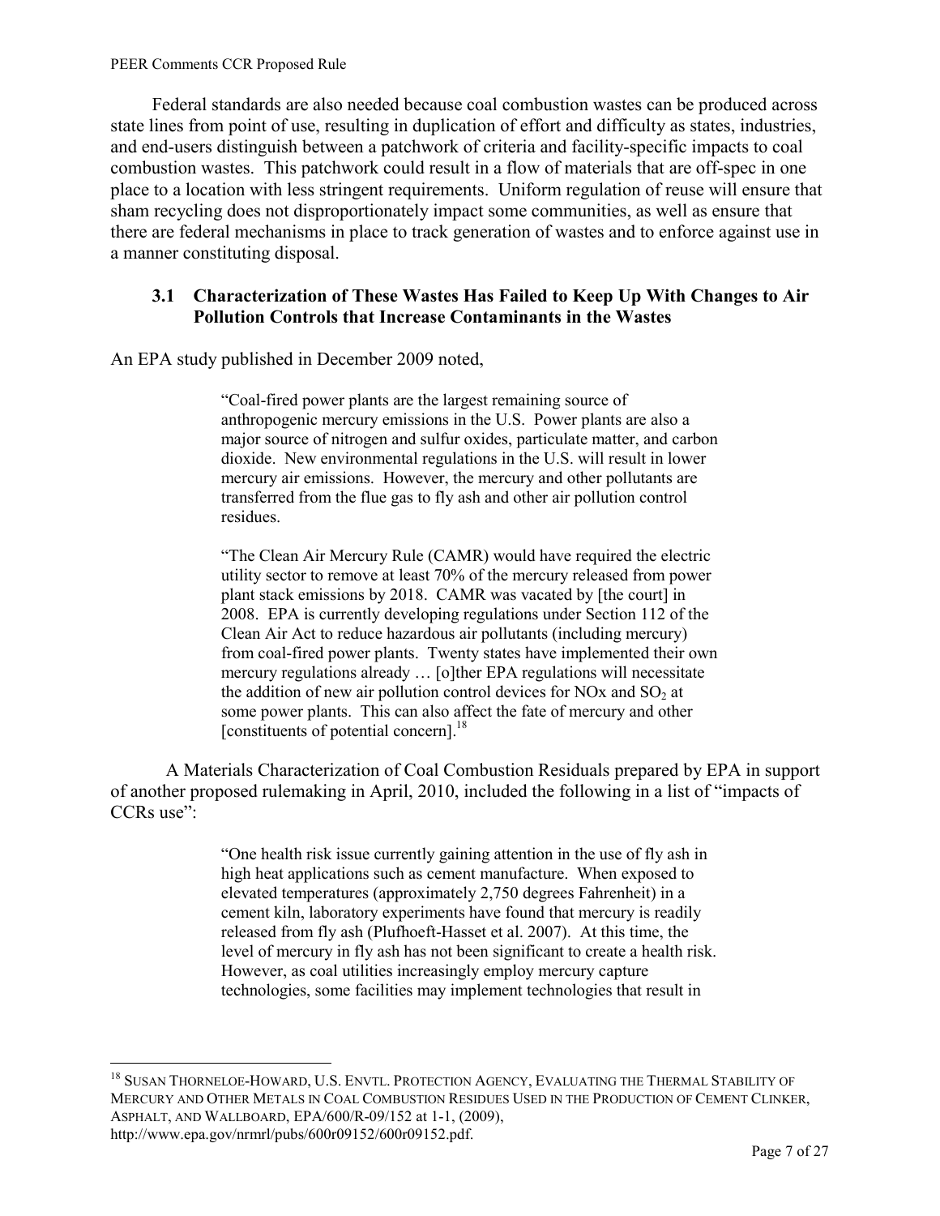Federal standards are also needed because coal combustion wastes can be produced across state lines from point of use, resulting in duplication of effort and difficulty as states, industries, and end-users distinguish between a patchwork of criteria and facility-specific impacts to coal combustion wastes. This patchwork could result in a flow of materials that are off-spec in one place to a location with less stringent requirements. Uniform regulation of reuse will ensure that sham recycling does not disproportionately impact some communities, as well as ensure that there are federal mechanisms in place to track generation of wastes and to enforce against use in a manner constituting disposal.

### 3.1 Characterization of These Wastes Has Failed to Keep Up With Changes to Air Pollution Controls that Increase Contaminants in the Wastes

An EPA study published in December 2009 noted,

> "Coal-fired power plants are the largest remaining source of anthropogenic mercury emissions in the U.S. Power plants are also a major source of nitrogen and sulfur oxides, particulate matter, and carbon dioxide. New environmental regulations in the U.S. will result in lower mercury air emissions. However, the mercury and other pollutants are transferred from the flue gas to fly ash and other air pollution control residues.
>
> "The Clean Air Mercury Rule (CAMR) would have required the electric utility sector to remove at least 70% of the mercury released from power plant stack emissions by 2018. CAMR was vacated by [the court] in 2008. EPA is currently developing regulations under Section 112 of the Clean Air Act to reduce hazardous air pollutants (including mercury) from coal-fired power plants. Twenty states have implemented their own mercury regulations already … [o]ther EPA regulations will necessitate the addition of new air pollution control devices for NOx and $SO_2$ at some power plants. This can also affect the fate of mercury and other [constituents of potential concern].[18]

A Materials Characterization of Coal Combustion Residuals prepared by EPA in support of another proposed rulemaking in April, 2010, included the following in a list of "impacts of CCRs use":

> "One health risk issue currently gaining attention in the use of fly ash in high heat applications such as cement manufacture. When exposed to elevated temperatures (approximately 2,750 degrees Fahrenheit) in a cement kiln, laboratory experiments have found that mercury is readily released from fly ash (Plufhoeft-Hasset et al. 2007). At this time, the level of mercury in fly ash has not been significant to create a health risk. However, as coal utilities increasingly employ mercury capture technologies, some facilities may implement technologies that result in

[18] SUSAN THORNELOE-HOWARD, U.S. ENVTL. PROTECTION AGENCY, EVALUATING THE THERMAL STABILITY OF MERCURY AND OTHER METALS IN COAL COMBUSTION RESIDUES USED IN THE PRODUCTION OF CEMENT CLINKER, ASPHALT, AND WALLBOARD, EPA/600/R-09/152 at 1-1, (2009), http://www.epa.gov/nrmrl/pubs/600r09152/600r09152.pdf.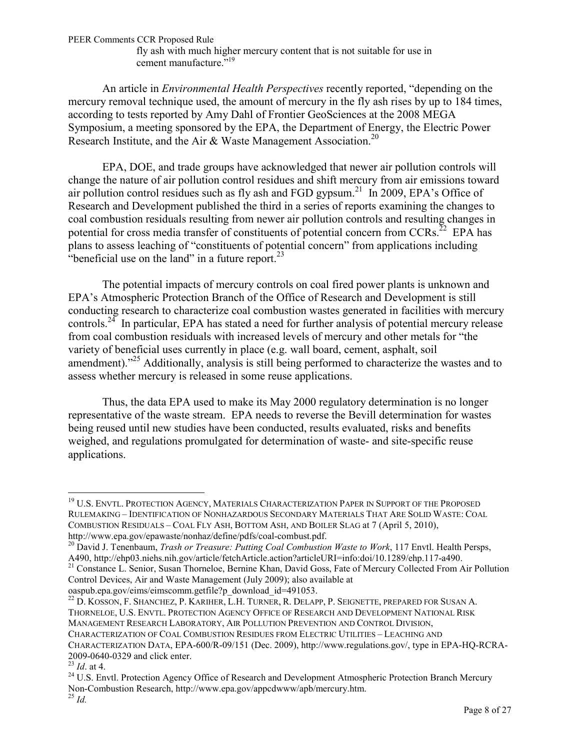fly ash with much higher mercury content that is not suitable for use in cement manufacture."[19]

An article in *Environmental Health Perspectives* recently reported, "depending on the mercury removal technique used, the amount of mercury in the fly ash rises by up to 184 times, according to tests reported by Amy Dahl of Frontier GeoSciences at the 2008 MEGA Symposium, a meeting sponsored by the EPA, the Department of Energy, the Electric Power Research Institute, and the Air & Waste Management Association.[20]

EPA, DOE, and trade groups have acknowledged that newer air pollution controls will change the nature of air pollution control residues and shift mercury from air emissions toward air pollution control residues such as fly ash and FGD gypsum.[21] In 2009, EPA's Office of Research and Development published the third in a series of reports examining the changes to coal combustion residuals resulting from newer air pollution controls and resulting changes in potential for cross media transfer of constituents of potential concern from CCRs.[22] EPA has plans to assess leaching of "constituents of potential concern" from applications including "beneficial use on the land" in a future report.[23]

The potential impacts of mercury controls on coal fired power plants is unknown and EPA's Atmospheric Protection Branch of the Office of Research and Development is still conducting research to characterize coal combustion wastes generated in facilities with mercury controls.[24] In particular, EPA has stated a need for further analysis of potential mercury release from coal combustion residuals with increased levels of mercury and other metals for "the variety of beneficial uses currently in place (e.g. wall board, cement, asphalt, soil amendment)."[25] Additionally, analysis is still being performed to characterize the wastes and to assess whether mercury is released in some reuse applications.

Thus, the data EPA used to make its May 2000 regulatory determination is no longer representative of the waste stream. EPA needs to reverse the Bevill determination for wastes being reused until new studies have been conducted, results evaluated, risks and benefits weighed, and regulations promulgated for determination of waste- and site-specific reuse applications.

---

[19] U.S. ENVTL. PROTECTION AGENCY, MATERIALS CHARACTERIZATION PAPER IN SUPPORT OF THE PROPOSED RULEMAKING – IDENTIFICATION OF NONHAZARDOUS SECONDARY MATERIALS THAT ARE SOLID WASTE: COAL COMBUSTION RESIDUALS – COAL FLY ASH, BOTTOM ASH, AND BOILER SLAG at 7 (April 5, 2010), http://www.epa.gov/epawaste/nonhaz/define/pdfs/coal-combust.pdf.

[20] David J. Tenenbaum, *Trash or Treasure: Putting Coal Combustion Waste to Work*, 117 Envtl. Health Persps, A490, http://ehp03.niehs.nih.gov/article/fetchArticle.action?articleURI=info:doi/10.1289/ehp.117-a490.

[21] Constance L. Senior, Susan Thorneloe, Bernine Khan, David Goss, Fate of Mercury Collected From Air Pollution Control Devices, Air and Waste Management (July 2009); also available at oaspub.epa.gov/eims/eimscomm.getfile?p_download_id=491053.

[22] D. KOSSON, F. SHANCHEZ, P. KARIHER, L.H. TURNER, R. DELAPP, P. SEIGNETTE, PREPARED FOR SUSAN A. THORNELOE, U.S. ENVTL. PROTECTION AGENCY OFFICE OF RESEARCH AND DEVELOPMENT NATIONAL RISK MANAGEMENT RESEARCH LABORATORY, AIR POLLUTION PREVENTION AND CONTROL DIVISION, CHARACTERIZATION OF COAL COMBUSTION RESIDUES FROM ELECTRIC UTILITIES – LEACHING AND CHARACTERIZATION DATA, EPA-600/R-09/151 (Dec. 2009), http://www.regulations.gov/, type in EPA-HQ-RCRA-2009-0640-0329 and click enter.

[23] *Id*. at 4.

[24] U.S. Envtl. Protection Agency Office of Research and Development Atmospheric Protection Branch Mercury Non-Combustion Research, http://www.epa.gov/appcdwww/apb/mercury.htm.

[25] *Id.*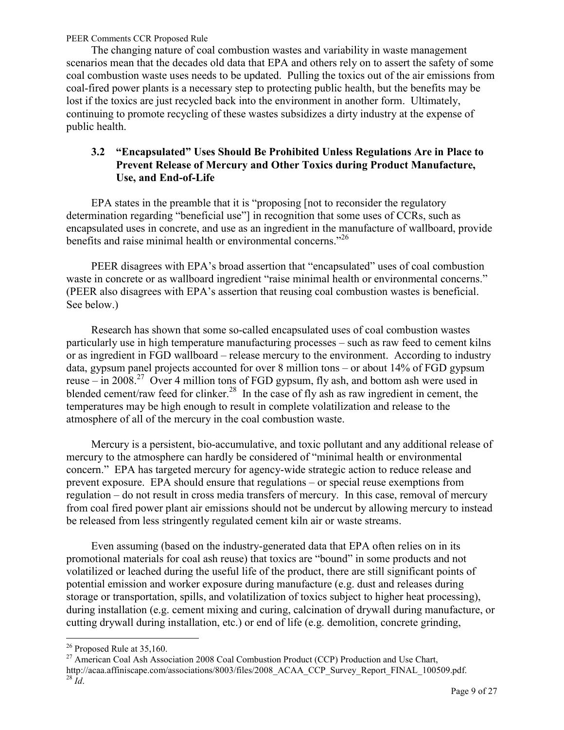The changing nature of coal combustion wastes and variability in waste management scenarios mean that the decades old data that EPA and others rely on to assert the safety of some coal combustion waste uses needs to be updated. Pulling the toxics out of the air emissions from coal-fired power plants is a necessary step to protecting public health, but the benefits may be lost if the toxics are just recycled back into the environment in another form. Ultimately, continuing to promote recycling of these wastes subsidizes a dirty industry at the expense of public health.

### 3.2 "Encapsulated" Uses Should Be Prohibited Unless Regulations Are in Place to Prevent Release of Mercury and Other Toxics during Product Manufacture, Use, and End-of-Life

EPA states in the preamble that it is "proposing [not to reconsider the regulatory determination regarding "beneficial use"] in recognition that some uses of CCRs, such as encapsulated uses in concrete, and use as an ingredient in the manufacture of wallboard, provide benefits and raise minimal health or environmental concerns."[26]

PEER disagrees with EPA's broad assertion that "encapsulated" uses of coal combustion waste in concrete or as wallboard ingredient "raise minimal health or environmental concerns." (PEER also disagrees with EPA's assertion that reusing coal combustion wastes is beneficial. See below.)

Research has shown that some so-called encapsulated uses of coal combustion wastes particularly use in high temperature manufacturing processes – such as raw feed to cement kilns or as ingredient in FGD wallboard – release mercury to the environment. According to industry data, gypsum panel projects accounted for over 8 million tons – or about 14% of FGD gypsum reuse – in 2008.[27] Over 4 million tons of FGD gypsum, fly ash, and bottom ash were used in blended cement/raw feed for clinker.[28] In the case of fly ash as raw ingredient in cement, the temperatures may be high enough to result in complete volatilization and release to the atmosphere of all of the mercury in the coal combustion waste.

Mercury is a persistent, bio-accumulative, and toxic pollutant and any additional release of mercury to the atmosphere can hardly be considered of "minimal health or environmental concern." EPA has targeted mercury for agency-wide strategic action to reduce release and prevent exposure. EPA should ensure that regulations – or special reuse exemptions from regulation – do not result in cross media transfers of mercury. In this case, removal of mercury from coal fired power plant air emissions should not be undercut by allowing mercury to instead be released from less stringently regulated cement kiln air or waste streams.

Even assuming (based on the industry-generated data that EPA often relies on in its promotional materials for coal ash reuse) that toxics are "bound" in some products and not volatilized or leached during the useful life of the product, there are still significant points of potential emission and worker exposure during manufacture (e.g. dust and releases during storage or transportation, spills, and volatilization of toxics subject to higher heat processing), during installation (e.g. cement mixing and curing, calcination of drywall during manufacture, or cutting drywall during installation, etc.) or end of life (e.g. demolition, concrete grinding,

---

[26] Proposed Rule at 35,160.

[27] American Coal Ash Association 2008 Coal Combustion Product (CCP) Production and Use Chart, http://acaa.affiniscape.com/associations/8003/files/2008_ACAA_CCP_Survey_Report_FINAL_100509.pdf.

[28] *Id*.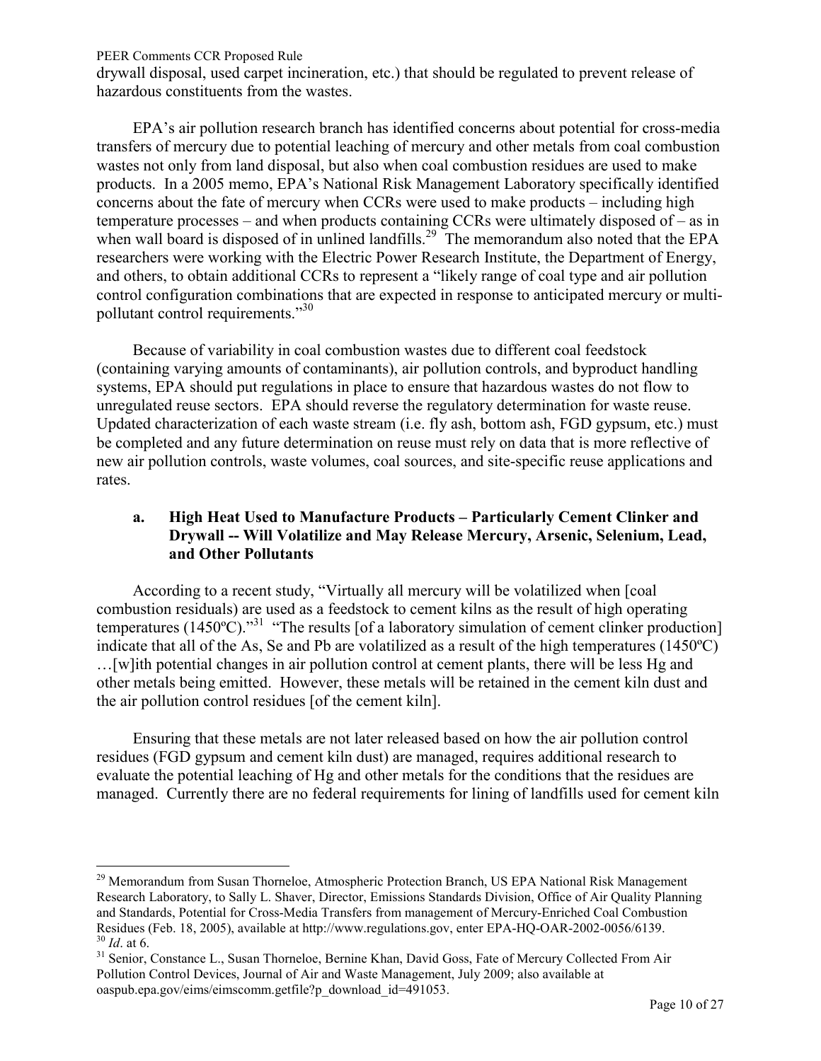drywall disposal, used carpet incineration, etc.) that should be regulated to prevent release of hazardous constituents from the wastes.

EPA's air pollution research branch has identified concerns about potential for cross-media transfers of mercury due to potential leaching of mercury and other metals from coal combustion wastes not only from land disposal, but also when coal combustion residues are used to make products. In a 2005 memo, EPA's National Risk Management Laboratory specifically identified concerns about the fate of mercury when CCRs were used to make products – including high temperature processes – and when products containing CCRs were ultimately disposed of – as in when wall board is disposed of in unlined landfills.[29] The memorandum also noted that the EPA researchers were working with the Electric Power Research Institute, the Department of Energy, and others, to obtain additional CCRs to represent a "likely range of coal type and air pollution control configuration combinations that are expected in response to anticipated mercury or multi-pollutant control requirements."[30]

Because of variability in coal combustion wastes due to different coal feedstock (containing varying amounts of contaminants), air pollution controls, and byproduct handling systems, EPA should put regulations in place to ensure that hazardous wastes do not flow to unregulated reuse sectors. EPA should reverse the regulatory determination for waste reuse. Updated characterization of each waste stream (i.e. fly ash, bottom ash, FGD gypsum, etc.) must be completed and any future determination on reuse must rely on data that is more reflective of new air pollution controls, waste volumes, coal sources, and site-specific reuse applications and rates.

### a. High Heat Used to Manufacture Products – Particularly Cement Clinker and Drywall -- Will Volatilize and May Release Mercury, Arsenic, Selenium, Lead, and Other Pollutants

According to a recent study, "Virtually all mercury will be volatilized when [coal combustion residuals) are used as a feedstock to cement kilns as the result of high operating temperatures (1450ºC)."[31] "The results [of a laboratory simulation of cement clinker production] indicate that all of the As, Se and Pb are volatilized as a result of the high temperatures (1450ºC) …[w]ith potential changes in air pollution control at cement plants, there will be less Hg and other metals being emitted. However, these metals will be retained in the cement kiln dust and the air pollution control residues [of the cement kiln].

Ensuring that these metals are not later released based on how the air pollution control residues (FGD gypsum and cement kiln dust) are managed, requires additional research to evaluate the potential leaching of Hg and other metals for the conditions that the residues are managed. Currently there are no federal requirements for lining of landfills used for cement kiln

---

[29] Memorandum from Susan Thorneloe, Atmospheric Protection Branch, US EPA National Risk Management Research Laboratory, to Sally L. Shaver, Director, Emissions Standards Division, Office of Air Quality Planning and Standards, Potential for Cross-Media Transfers from management of Mercury-Enriched Coal Combustion Residues (Feb. 18, 2005), available at http://www.regulations.gov, enter EPA-HQ-OAR-2002-0056/6139.

[30] *Id*. at 6.

[31] Senior, Constance L., Susan Thorneloe, Bernine Khan, David Goss, Fate of Mercury Collected From Air Pollution Control Devices, Journal of Air and Waste Management, July 2009; also available at oaspub.epa.gov/eims/eimscomm.getfile?p_download_id=491053.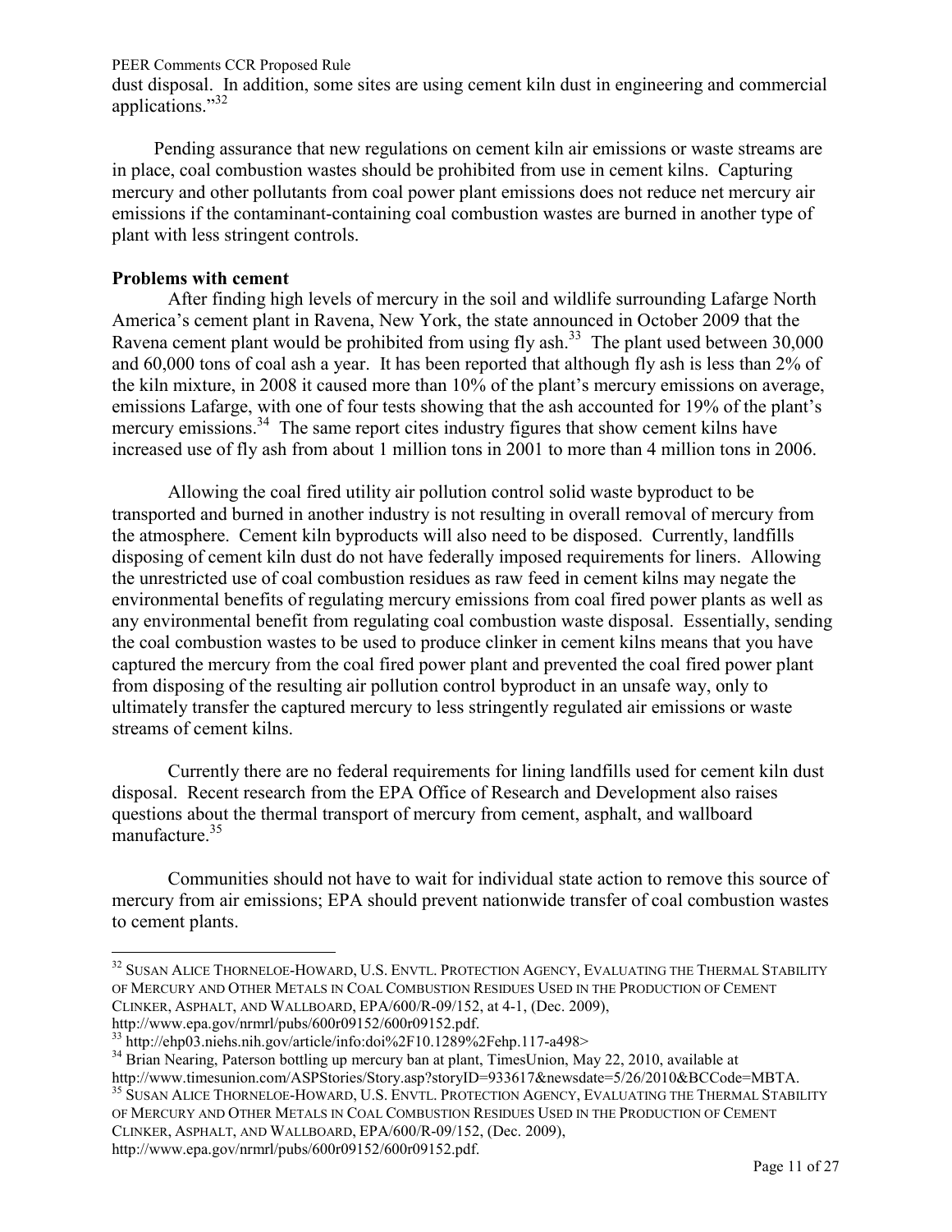dust disposal. In addition, some sites are using cement kiln dust in engineering and commercial applications."[32]

Pending assurance that new regulations on cement kiln air emissions or waste streams are in place, coal combustion wastes should be prohibited from use in cement kilns. Capturing mercury and other pollutants from coal power plant emissions does not reduce net mercury air emissions if the contaminant-containing coal combustion wastes are burned in another type of plant with less stringent controls.

**Problems with cement**

After finding high levels of mercury in the soil and wildlife surrounding Lafarge North America's cement plant in Ravena, New York, the state announced in October 2009 that the Ravena cement plant would be prohibited from using fly ash.[33] The plant used between 30,000 and 60,000 tons of coal ash a year. It has been reported that although fly ash is less than 2% of the kiln mixture, in 2008 it caused more than 10% of the plant's mercury emissions on average, emissions Lafarge, with one of four tests showing that the ash accounted for 19% of the plant's mercury emissions.[34] The same report cites industry figures that show cement kilns have increased use of fly ash from about 1 million tons in 2001 to more than 4 million tons in 2006.

Allowing the coal fired utility air pollution control solid waste byproduct to be transported and burned in another industry is not resulting in overall removal of mercury from the atmosphere. Cement kiln byproducts will also need to be disposed. Currently, landfills disposing of cement kiln dust do not have federally imposed requirements for liners. Allowing the unrestricted use of coal combustion residues as raw feed in cement kilns may negate the environmental benefits of regulating mercury emissions from coal fired power plants as well as any environmental benefit from regulating coal combustion waste disposal. Essentially, sending the coal combustion wastes to be used to produce clinker in cement kilns means that you have captured the mercury from the coal fired power plant and prevented the coal fired power plant from disposing of the resulting air pollution control byproduct in an unsafe way, only to ultimately transfer the captured mercury to less stringently regulated air emissions or waste streams of cement kilns.

Currently there are no federal requirements for lining landfills used for cement kiln dust disposal. Recent research from the EPA Office of Research and Development also raises questions about the thermal transport of mercury from cement, asphalt, and wallboard manufacture.[35]

Communities should not have to wait for individual state action to remove this source of mercury from air emissions; EPA should prevent nationwide transfer of coal combustion wastes to cement plants.

---

[32] SUSAN ALICE THORNELOE-HOWARD, U.S. ENVTL. PROTECTION AGENCY, EVALUATING THE THERMAL STABILITY OF MERCURY AND OTHER METALS IN COAL COMBUSTION RESIDUES USED IN THE PRODUCTION OF CEMENT CLINKER, ASPHALT, AND WALLBOARD, EPA/600/R-09/152, at 4-1, (Dec. 2009), http://www.epa.gov/nrmrl/pubs/600r09152/600r09152.pdf.

[33] http://ehp03.niehs.nih.gov/article/info:doi%2F10.1289%2Fehp.117-a498>

[34] Brian Nearing, Paterson bottling up mercury ban at plant, TimesUnion, May 22, 2010, available at http://www.timesunion.com/ASPStories/Story.asp?storyID=933617&newsdate=5/26/2010&BCCode=MBTA.

[35] SUSAN ALICE THORNELOE-HOWARD, U.S. ENVTL. PROTECTION AGENCY, EVALUATING THE THERMAL STABILITY OF MERCURY AND OTHER METALS IN COAL COMBUSTION RESIDUES USED IN THE PRODUCTION OF CEMENT CLINKER, ASPHALT, AND WALLBOARD, EPA/600/R-09/152, (Dec. 2009), http://www.epa.gov/nrmrl/pubs/600r09152/600r09152.pdf.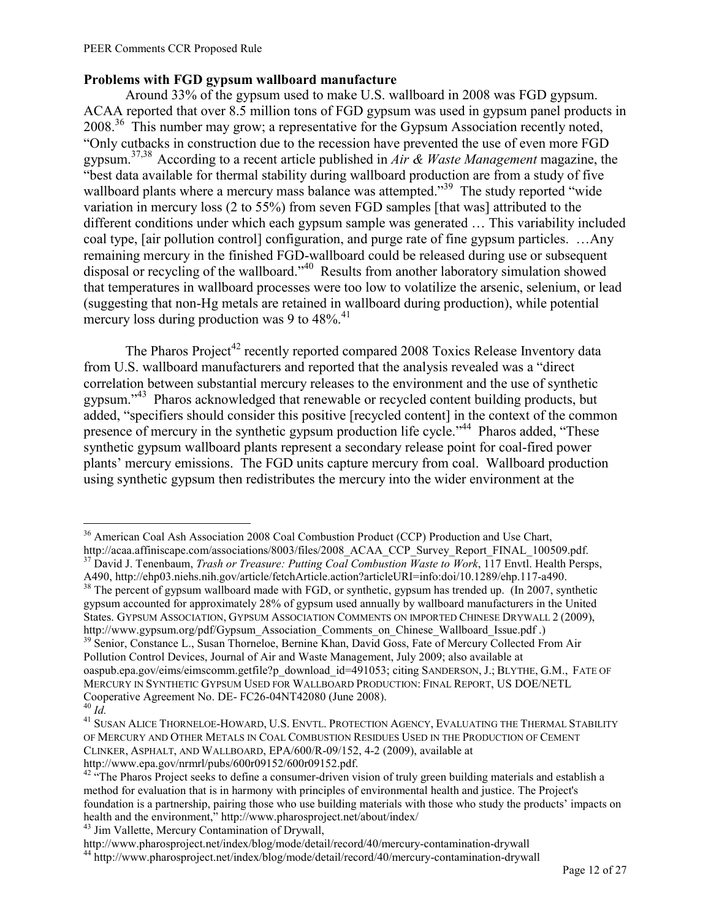**Problems with FGD gypsum wallboard manufacture**

Around 33% of the gypsum used to make U.S. wallboard in 2008 was FGD gypsum. ACAA reported that over 8.5 million tons of FGD gypsum was used in gypsum panel products in 2008.[36] This number may grow; a representative for the Gypsum Association recently noted, "Only cutbacks in construction due to the recession have prevented the use of even more FGD gypsum.[37,38] According to a recent article published in *Air & Waste Management* magazine, the "best data available for thermal stability during wallboard production are from a study of five wallboard plants where a mercury mass balance was attempted."[39] The study reported "wide variation in mercury loss (2 to 55%) from seven FGD samples [that was] attributed to the different conditions under which each gypsum sample was generated … This variability included coal type, [air pollution control] configuration, and purge rate of fine gypsum particles. …Any remaining mercury in the finished FGD-wallboard could be released during use or subsequent disposal or recycling of the wallboard."[40] Results from another laboratory simulation showed that temperatures in wallboard processes were too low to volatilize the arsenic, selenium, or lead (suggesting that non-Hg metals are retained in wallboard during production), while potential mercury loss during production was 9 to 48%.[41]

The Pharos Project[42] recently reported compared 2008 Toxics Release Inventory data from U.S. wallboard manufacturers and reported that the analysis revealed was a "direct correlation between substantial mercury releases to the environment and the use of synthetic gypsum."[43] Pharos acknowledged that renewable or recycled content building products, but added, "specifiers should consider this positive [recycled content] in the context of the common presence of mercury in the synthetic gypsum production life cycle."[44] Pharos added, "These synthetic gypsum wallboard plants represent a secondary release point for coal-fired power plants' mercury emissions. The FGD units capture mercury from coal. Wallboard production using synthetic gypsum then redistributes the mercury into the wider environment at the

---

[36] American Coal Ash Association 2008 Coal Combustion Product (CCP) Production and Use Chart, http://acaa.affiniscape.com/associations/8003/files/2008_ACAA_CCP_Survey_Report_FINAL_100509.pdf.

[37] David J. Tenenbaum, *Trash or Treasure: Putting Coal Combustion Waste to Work*, 117 Envtl. Health Persps, A490, http://ehp03.niehs.nih.gov/article/fetchArticle.action?articleURI=info:doi/10.1289/ehp.117-a490.

[38] The percent of gypsum wallboard made with FGD, or synthetic, gypsum has trended up. (In 2007, synthetic gypsum accounted for approximately 28% of gypsum used annually by wallboard manufacturers in the United States. GYPSUM ASSOCIATION, GYPSUM ASSOCIATION COMMENTS ON IMPORTED CHINESE DRYWALL 2 (2009), http://www.gypsum.org/pdf/Gypsum_Association_Comments_on_Chinese_Wallboard_Issue.pdf .)

[39] Senior, Constance L., Susan Thorneloe, Bernine Khan, David Goss, Fate of Mercury Collected From Air Pollution Control Devices, Journal of Air and Waste Management, July 2009; also available at oaspub.epa.gov/eims/eimscomm.getfile?p_download_id=491053; citing SANDERSON, J.; BLYTHE, G.M., FATE OF MERCURY IN SYNTHETIC GYPSUM USED FOR WALLBOARD PRODUCTION: FINAL REPORT, US DOE/NETL Cooperative Agreement No. DE- FC26-04NT42080 (June 2008).

[40] *Id.*

[41] SUSAN ALICE THORNELOE-HOWARD, U.S. ENVTL. PROTECTION AGENCY, EVALUATING THE THERMAL STABILITY OF MERCURY AND OTHER METALS IN COAL COMBUSTION RESIDUES USED IN THE PRODUCTION OF CEMENT CLINKER, ASPHALT, AND WALLBOARD, EPA/600/R-09/152, 4-2 (2009), available at http://www.epa.gov/nrmrl/pubs/600r09152/600r09152.pdf.

[42] "The Pharos Project seeks to define a consumer-driven vision of truly green building materials and establish a method for evaluation that is in harmony with principles of environmental health and justice. The Project's foundation is a partnership, pairing those who use building materials with those who study the products' impacts on health and the environment," http://www.pharosproject.net/about/index/

[43] Jim Vallette, Mercury Contamination of Drywall, http://www.pharosproject.net/index/blog/mode/detail/record/40/mercury-contamination-drywall

[44] http://www.pharosproject.net/index/blog/mode/detail/record/40/mercury-contamination-drywall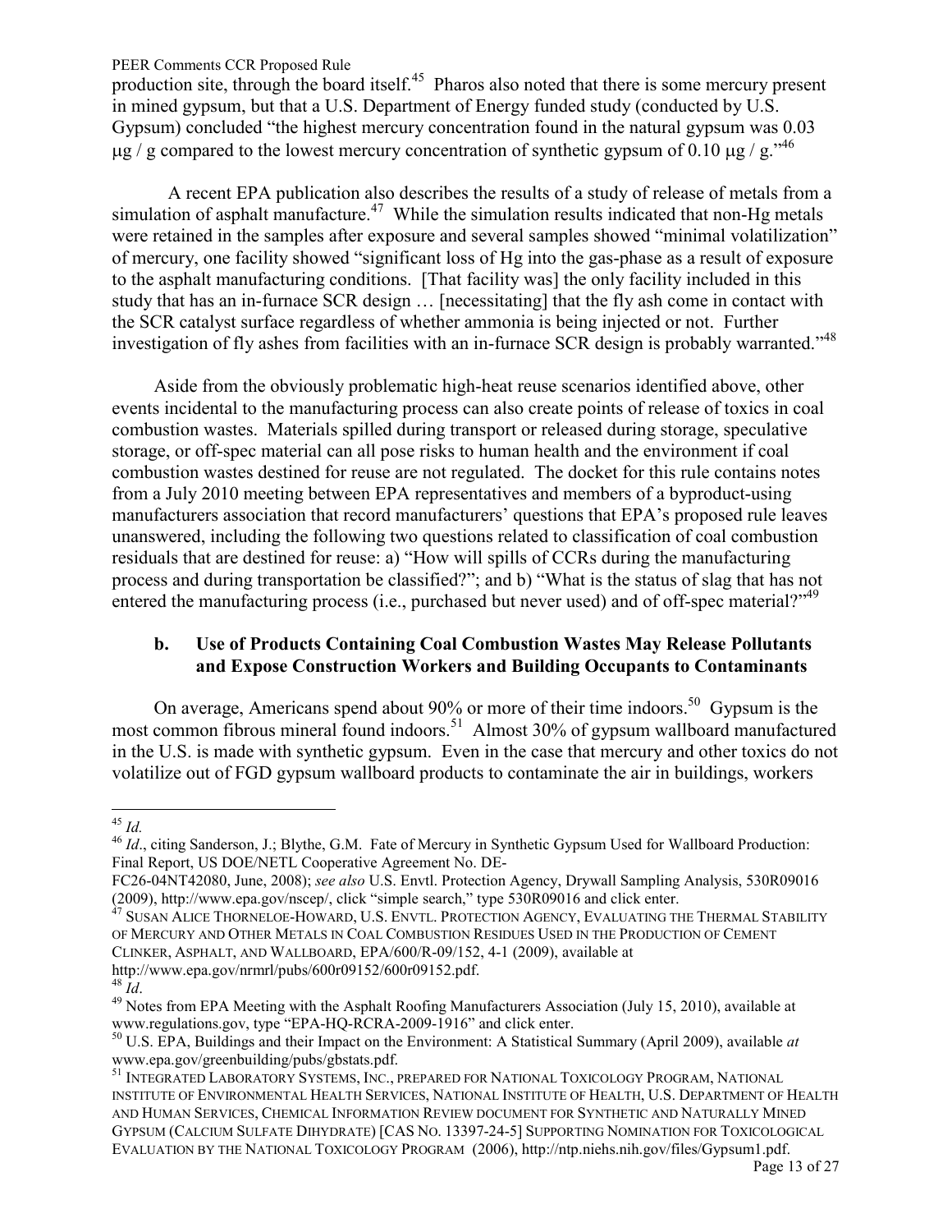production site, through the board itself.[45] Pharos also noted that there is some mercury present in mined gypsum, but that a U.S. Department of Energy funded study (conducted by U.S. Gypsum) concluded "the highest mercury concentration found in the natural gypsum was 0.03 μg / g compared to the lowest mercury concentration of synthetic gypsum of 0.10 μg / g."[46]

A recent EPA publication also describes the results of a study of release of metals from a simulation of asphalt manufacture.[47] While the simulation results indicated that non-Hg metals were retained in the samples after exposure and several samples showed "minimal volatilization" of mercury, one facility showed "significant loss of Hg into the gas-phase as a result of exposure to the asphalt manufacturing conditions. [That facility was] the only facility included in this study that has an in-furnace SCR design … [necessitating] that the fly ash come in contact with the SCR catalyst surface regardless of whether ammonia is being injected or not. Further investigation of fly ashes from facilities with an in-furnace SCR design is probably warranted."[48]

Aside from the obviously problematic high-heat reuse scenarios identified above, other events incidental to the manufacturing process can also create points of release of toxics in coal combustion wastes. Materials spilled during transport or released during storage, speculative storage, or off-spec material can all pose risks to human health and the environment if coal combustion wastes destined for reuse are not regulated. The docket for this rule contains notes from a July 2010 meeting between EPA representatives and members of a byproduct-using manufacturers association that record manufacturers' questions that EPA's proposed rule leaves unanswered, including the following two questions related to classification of coal combustion residuals that are destined for reuse: a) "How will spills of CCRs during the manufacturing process and during transportation be classified?"; and b) "What is the status of slag that has not entered the manufacturing process (i.e., purchased but never used) and of off-spec material?"[49]

### b. Use of Products Containing Coal Combustion Wastes May Release Pollutants and Expose Construction Workers and Building Occupants to Contaminants

On average, Americans spend about 90% or more of their time indoors.[50] Gypsum is the most common fibrous mineral found indoors.[51] Almost 30% of gypsum wallboard manufactured in the U.S. is made with synthetic gypsum. Even in the case that mercury and other toxics do not volatilize out of FGD gypsum wallboard products to contaminate the air in buildings, workers

---

[45] *Id.*

[46] *Id*., citing Sanderson, J.; Blythe, G.M. Fate of Mercury in Synthetic Gypsum Used for Wallboard Production: Final Report, US DOE/NETL Cooperative Agreement No. DE-FC26-04NT42080, June, 2008); *see also* U.S. Envtl. Protection Agency, Drywall Sampling Analysis, 530R09016 (2009), http://www.epa.gov/nscep/, click "simple search," type 530R09016 and click enter.

[47] SUSAN ALICE THORNELOE-HOWARD, U.S. ENVTL. PROTECTION AGENCY, EVALUATING THE THERMAL STABILITY OF MERCURY AND OTHER METALS IN COAL COMBUSTION RESIDUES USED IN THE PRODUCTION OF CEMENT CLINKER, ASPHALT, AND WALLBOARD, EPA/600/R-09/152, 4-1 (2009), available at http://www.epa.gov/nrmrl/pubs/600r09152/600r09152.pdf.

[48] *Id*.

[49] Notes from EPA Meeting with the Asphalt Roofing Manufacturers Association (July 15, 2010), available at www.regulations.gov, type "EPA-HQ-RCRA-2009-1916" and click enter.

[50] U.S. EPA, Buildings and their Impact on the Environment: A Statistical Summary (April 2009), available *at* www.epa.gov/greenbuilding/pubs/gbstats.pdf.

[51] INTEGRATED LABORATORY SYSTEMS, INC., PREPARED FOR NATIONAL TOXICOLOGY PROGRAM, NATIONAL INSTITUTE OF ENVIRONMENTAL HEALTH SERVICES, NATIONAL INSTITUTE OF HEALTH, U.S. DEPARTMENT OF HEALTH AND HUMAN SERVICES, CHEMICAL INFORMATION REVIEW DOCUMENT FOR SYNTHETIC AND NATURALLY MINED GYPSUM (CALCIUM SULFATE DIHYDRATE) [CAS NO. 13397-24-5] SUPPORTING NOMINATION FOR TOXICOLOGICAL EVALUATION BY THE NATIONAL TOXICOLOGY PROGRAM (2006), http://ntp.niehs.nih.gov/files/Gypsum1.pdf.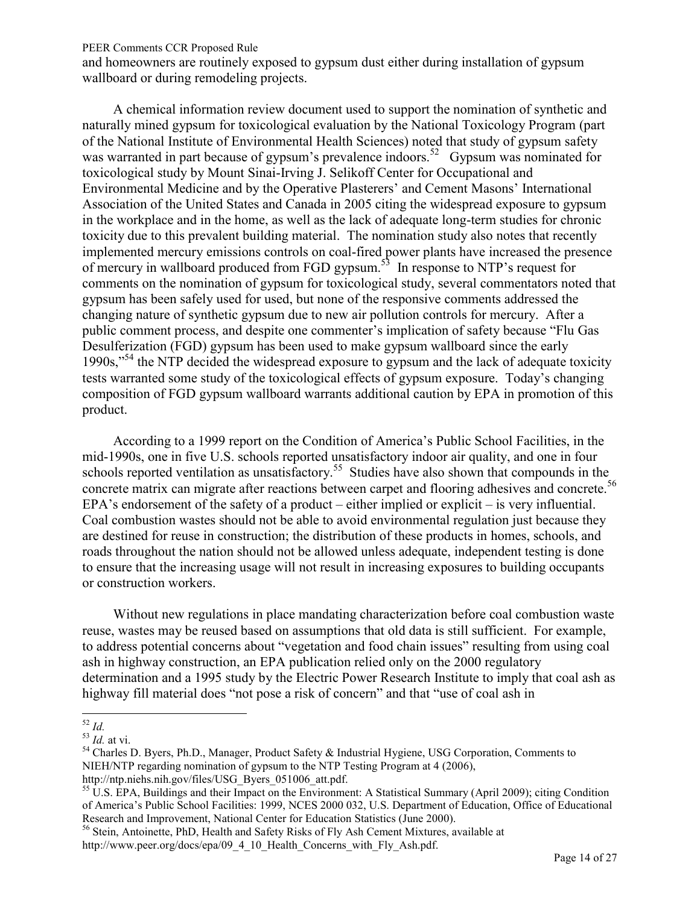and homeowners are routinely exposed to gypsum dust either during installation of gypsum wallboard or during remodeling projects.

A chemical information review document used to support the nomination of synthetic and naturally mined gypsum for toxicological evaluation by the National Toxicology Program (part of the National Institute of Environmental Health Sciences) noted that study of gypsum safety was warranted in part because of gypsum's prevalence indoors.[52] Gypsum was nominated for toxicological study by Mount Sinai-Irving J. Selikoff Center for Occupational and Environmental Medicine and by the Operative Plasterers' and Cement Masons' International Association of the United States and Canada in 2005 citing the widespread exposure to gypsum in the workplace and in the home, as well as the lack of adequate long-term studies for chronic toxicity due to this prevalent building material. The nomination study also notes that recently implemented mercury emissions controls on coal-fired power plants have increased the presence of mercury in wallboard produced from FGD gypsum.[53] In response to NTP's request for comments on the nomination of gypsum for toxicological study, several commentators noted that gypsum has been safely used for used, but none of the responsive comments addressed the changing nature of synthetic gypsum due to new air pollution controls for mercury. After a public comment process, and despite one commenter's implication of safety because "Flu Gas Desulferization (FGD) gypsum has been used to make gypsum wallboard since the early 1990s,"[54] the NTP decided the widespread exposure to gypsum and the lack of adequate toxicity tests warranted some study of the toxicological effects of gypsum exposure. Today's changing composition of FGD gypsum wallboard warrants additional caution by EPA in promotion of this product.

According to a 1999 report on the Condition of America's Public School Facilities, in the mid-1990s, one in five U.S. schools reported unsatisfactory indoor air quality, and one in four schools reported ventilation as unsatisfactory.[55] Studies have also shown that compounds in the concrete matrix can migrate after reactions between carpet and flooring adhesives and concrete.[56] EPA's endorsement of the safety of a product – either implied or explicit – is very influential. Coal combustion wastes should not be able to avoid environmental regulation just because they are destined for reuse in construction; the distribution of these products in homes, schools, and roads throughout the nation should not be allowed unless adequate, independent testing is done to ensure that the increasing usage will not result in increasing exposures to building occupants or construction workers.

Without new regulations in place mandating characterization before coal combustion waste reuse, wastes may be reused based on assumptions that old data is still sufficient. For example, to address potential concerns about "vegetation and food chain issues" resulting from using coal ash in highway construction, an EPA publication relied only on the 2000 regulatory determination and a 1995 study by the Electric Power Research Institute to imply that coal ash as highway fill material does "not pose a risk of concern" and that "use of coal ash in

---

[52] *Id.*

[53] *Id.* at vi.

[54] Charles D. Byers, Ph.D., Manager, Product Safety & Industrial Hygiene, USG Corporation, Comments to NIEH/NTP regarding nomination of gypsum to the NTP Testing Program at 4 (2006), http://ntp.niehs.nih.gov/files/USG_Byers_051006_att.pdf.

[55] U.S. EPA, Buildings and their Impact on the Environment: A Statistical Summary (April 2009); citing Condition of America's Public School Facilities: 1999, NCES 2000 032, U.S. Department of Education, Office of Educational Research and Improvement, National Center for Education Statistics (June 2000).

[56] Stein, Antoinette, PhD, Health and Safety Risks of Fly Ash Cement Mixtures, available at http://www.peer.org/docs/epa/09_4_10_Health_Concerns_with_Fly_Ash.pdf.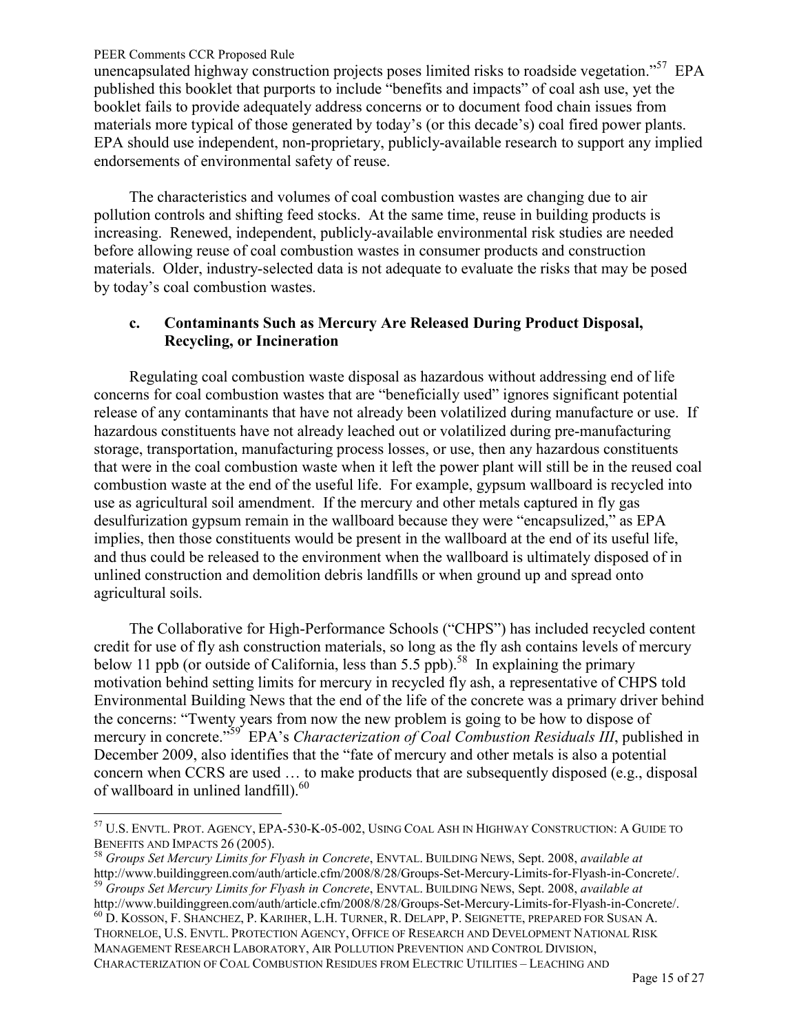unencapsulated highway construction projects poses limited risks to roadside vegetation."[57] EPA published this booklet that purports to include "benefits and impacts" of coal ash use, yet the booklet fails to provide adequately address concerns or to document food chain issues from materials more typical of those generated by today's (or this decade's) coal fired power plants. EPA should use independent, non-proprietary, publicly-available research to support any implied endorsements of environmental safety of reuse.

The characteristics and volumes of coal combustion wastes are changing due to air pollution controls and shifting feed stocks. At the same time, reuse in building products is increasing. Renewed, independent, publicly-available environmental risk studies are needed before allowing reuse of coal combustion wastes in consumer products and construction materials. Older, industry-selected data is not adequate to evaluate the risks that may be posed by today's coal combustion wastes.

### c. Contaminants Such as Mercury Are Released During Product Disposal, Recycling, or Incineration

Regulating coal combustion waste disposal as hazardous without addressing end of life concerns for coal combustion wastes that are "beneficially used" ignores significant potential release of any contaminants that have not already been volatilized during manufacture or use. If hazardous constituents have not already leached out or volatilized during pre-manufacturing storage, transportation, manufacturing process losses, or use, then any hazardous constituents that were in the coal combustion waste when it left the power plant will still be in the reused coal combustion waste at the end of the useful life. For example, gypsum wallboard is recycled into use as agricultural soil amendment. If the mercury and other metals captured in fly gas desulfurization gypsum remain in the wallboard because they were "encapsulized," as EPA implies, then those constituents would be present in the wallboard at the end of its useful life, and thus could be released to the environment when the wallboard is ultimately disposed of in unlined construction and demolition debris landfills or when ground up and spread onto agricultural soils.

The Collaborative for High-Performance Schools ("CHPS") has included recycled content credit for use of fly ash construction materials, so long as the fly ash contains levels of mercury below 11 ppb (or outside of California, less than 5.5 ppb).[58] In explaining the primary motivation behind setting limits for mercury in recycled fly ash, a representative of CHPS told Environmental Building News that the end of the life of the concrete was a primary driver behind the concerns: "Twenty years from now the new problem is going to be how to dispose of mercury in concrete."[59] EPA's *Characterization of Coal Combustion Residuals III*, published in December 2009, also identifies that the "fate of mercury and other metals is also a potential concern when CCRS are used … to make products that are subsequently disposed (e.g., disposal of wallboard in unlined landfill).[60]

---

[57] U.S. ENVTL. PROT. AGENCY, EPA-530-K-05-002, USING COAL ASH IN HIGHWAY CONSTRUCTION: A GUIDE TO BENEFITS AND IMPACTS 26 (2005).

[58] *Groups Set Mercury Limits for Flyash in Concrete*, ENVTAL. BUILDING NEWS, Sept. 2008, *available at* http://www.buildinggreen.com/auth/article.cfm/2008/8/28/Groups-Set-Mercury-Limits-for-Flyash-in-Concrete/.

[59] *Groups Set Mercury Limits for Flyash in Concrete*, ENVTAL. BUILDING NEWS, Sept. 2008, *available at* http://www.buildinggreen.com/auth/article.cfm/2008/8/28/Groups-Set-Mercury-Limits-for-Flyash-in-Concrete/.

[60] D. KOSSON, F. SHANCHEZ, P. KARIHER, L.H. TURNER, R. DELAPP, P. SEIGNETTE, PREPARED FOR SUSAN A. THORNELOE, U.S. ENVTL. PROTECTION AGENCY, OFFICE OF RESEARCH AND DEVELOPMENT NATIONAL RISK MANAGEMENT RESEARCH LABORATORY, AIR POLLUTION PREVENTION AND CONTROL DIVISION, CHARACTERIZATION OF COAL COMBUSTION RESIDUES FROM ELECTRIC UTILITIES – LEACHING AND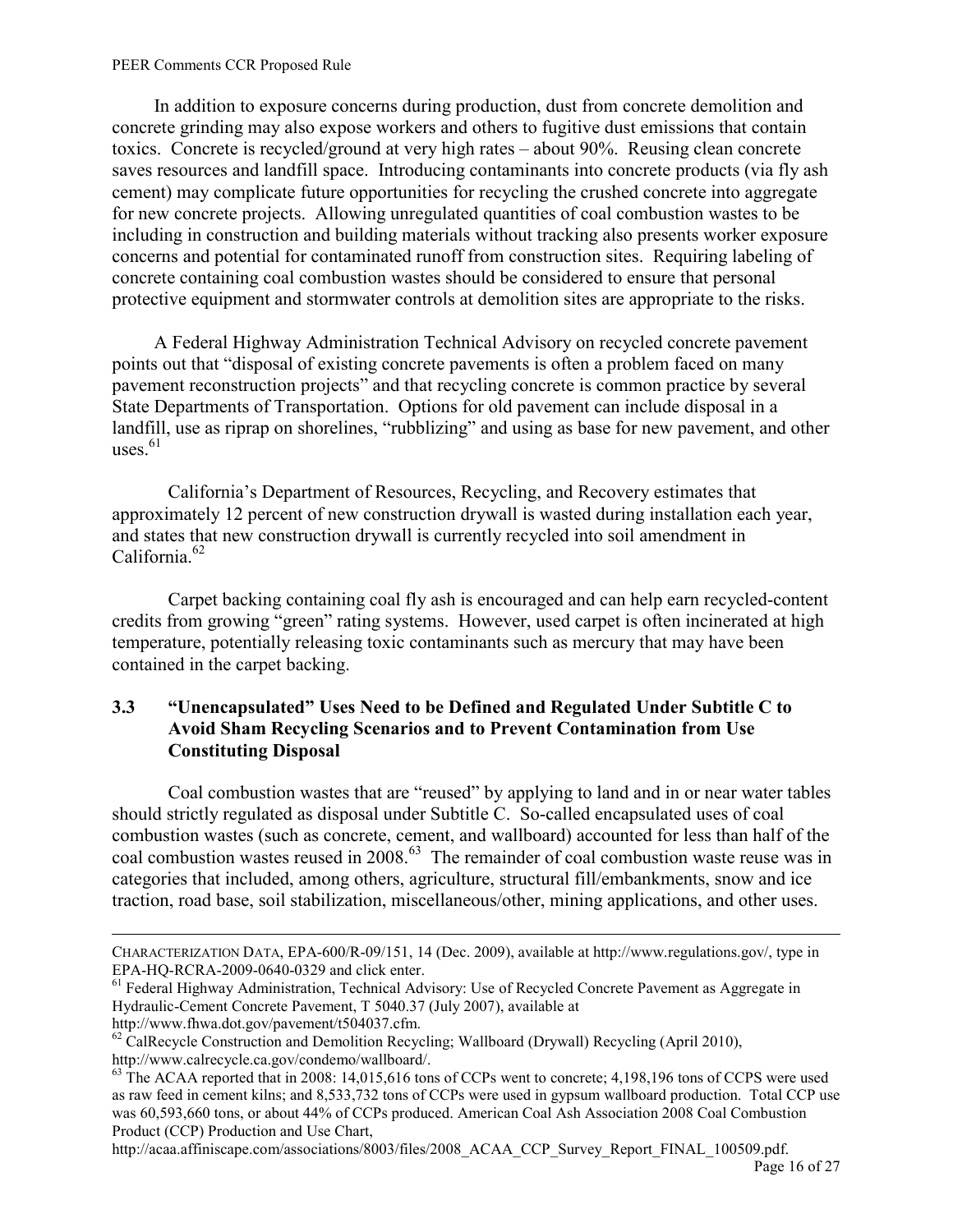In addition to exposure concerns during production, dust from concrete demolition and concrete grinding may also expose workers and others to fugitive dust emissions that contain toxics. Concrete is recycled/ground at very high rates – about 90%. Reusing clean concrete saves resources and landfill space. Introducing contaminants into concrete products (via fly ash cement) may complicate future opportunities for recycling the crushed concrete into aggregate for new concrete projects. Allowing unregulated quantities of coal combustion wastes to be including in construction and building materials without tracking also presents worker exposure concerns and potential for contaminated runoff from construction sites. Requiring labeling of concrete containing coal combustion wastes should be considered to ensure that personal protective equipment and stormwater controls at demolition sites are appropriate to the risks.

A Federal Highway Administration Technical Advisory on recycled concrete pavement points out that "disposal of existing concrete pavements is often a problem faced on many pavement reconstruction projects" and that recycling concrete is common practice by several State Departments of Transportation. Options for old pavement can include disposal in a landfill, use as riprap on shorelines, "rubblizing" and using as base for new pavement, and other uses.[61]

California's Department of Resources, Recycling, and Recovery estimates that approximately 12 percent of new construction drywall is wasted during installation each year, and states that new construction drywall is currently recycled into soil amendment in California.[62]

Carpet backing containing coal fly ash is encouraged and can help earn recycled-content credits from growing "green" rating systems. However, used carpet is often incinerated at high temperature, potentially releasing toxic contaminants such as mercury that may have been contained in the carpet backing.

### 3.3 "Unencapsulated" Uses Need to be Defined and Regulated Under Subtitle C to Avoid Sham Recycling Scenarios and to Prevent Contamination from Use Constituting Disposal

Coal combustion wastes that are "reused" by applying to land and in or near water tables should strictly regulated as disposal under Subtitle C. So-called encapsulated uses of coal combustion wastes (such as concrete, cement, and wallboard) accounted for less than half of the coal combustion wastes reused in 2008.[63] The remainder of coal combustion waste reuse was in categories that included, among others, agriculture, structural fill/embankments, snow and ice traction, road base, soil stabilization, miscellaneous/other, mining applications, and other uses.

---

CHARACTERIZATION DATA, EPA-600/R-09/151, 14 (Dec. 2009), available at http://www.regulations.gov/, type in EPA-HQ-RCRA-2009-0640-0329 and click enter.

[61] Federal Highway Administration, Technical Advisory: Use of Recycled Concrete Pavement as Aggregate in Hydraulic-Cement Concrete Pavement, T 5040.37 (July 2007), available at http://www.fhwa.dot.gov/pavement/t504037.cfm.

[62] CalRecycle Construction and Demolition Recycling; Wallboard (Drywall) Recycling (April 2010), http://www.calrecycle.ca.gov/condemo/wallboard/.

[63] The ACAA reported that in 2008: 14,015,616 tons of CCPs went to concrete; 4,198,196 tons of CCPS were used as raw feed in cement kilns; and 8,533,732 tons of CCPs were used in gypsum wallboard production. Total CCP use was 60,593,660 tons, or about 44% of CCPs produced. American Coal Ash Association 2008 Coal Combustion Product (CCP) Production and Use Chart, http://acaa.affiniscape.com/associations/8003/files/2008_ACAA_CCP_Survey_Report_FINAL_100509.pdf.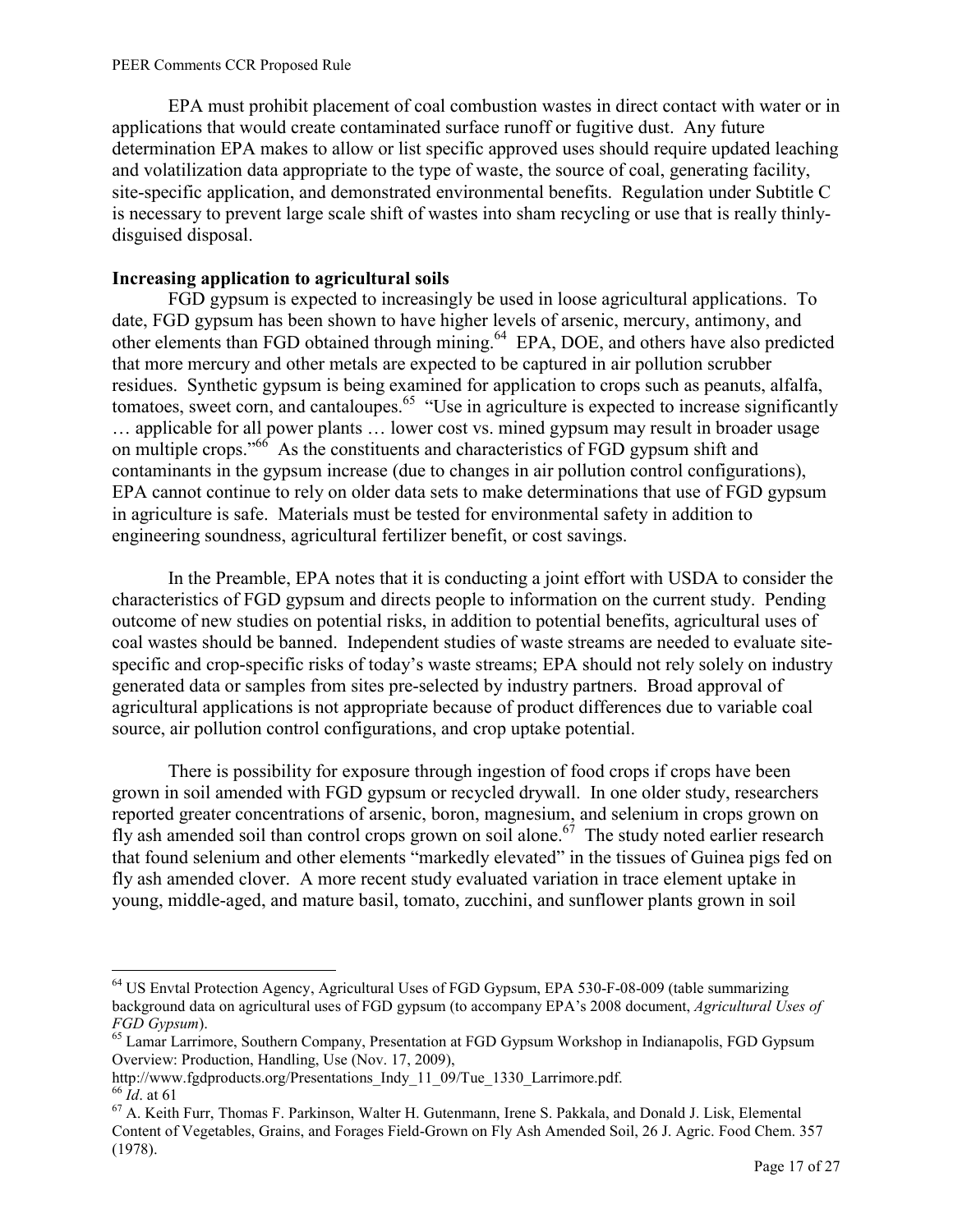EPA must prohibit placement of coal combustion wastes in direct contact with water or in applications that would create contaminated surface runoff or fugitive dust. Any future determination EPA makes to allow or list specific approved uses should require updated leaching and volatilization data appropriate to the type of waste, the source of coal, generating facility, site-specific application, and demonstrated environmental benefits. Regulation under Subtitle C is necessary to prevent large scale shift of wastes into sham recycling or use that is really thinly-disguised disposal.

**Increasing application to agricultural soils**

FGD gypsum is expected to increasingly be used in loose agricultural applications. To date, FGD gypsum has been shown to have higher levels of arsenic, mercury, antimony, and other elements than FGD obtained through mining.[64] EPA, DOE, and others have also predicted that more mercury and other metals are expected to be captured in air pollution scrubber residues. Synthetic gypsum is being examined for application to crops such as peanuts, alfalfa, tomatoes, sweet corn, and cantaloupes.[65] "Use in agriculture is expected to increase significantly … applicable for all power plants … lower cost vs. mined gypsum may result in broader usage on multiple crops."[66] As the constituents and characteristics of FGD gypsum shift and contaminants in the gypsum increase (due to changes in air pollution control configurations), EPA cannot continue to rely on older data sets to make determinations that use of FGD gypsum in agriculture is safe. Materials must be tested for environmental safety in addition to engineering soundness, agricultural fertilizer benefit, or cost savings.

In the Preamble, EPA notes that it is conducting a joint effort with USDA to consider the characteristics of FGD gypsum and directs people to information on the current study. Pending outcome of new studies on potential risks, in addition to potential benefits, agricultural uses of coal wastes should be banned. Independent studies of waste streams are needed to evaluate site-specific and crop-specific risks of today's waste streams; EPA should not rely solely on industry generated data or samples from sites pre-selected by industry partners. Broad approval of agricultural applications is not appropriate because of product differences due to variable coal source, air pollution control configurations, and crop uptake potential.

There is possibility for exposure through ingestion of food crops if crops have been grown in soil amended with FGD gypsum or recycled drywall. In one older study, researchers reported greater concentrations of arsenic, boron, magnesium, and selenium in crops grown on fly ash amended soil than control crops grown on soil alone.[67] The study noted earlier research that found selenium and other elements "markedly elevated" in the tissues of Guinea pigs fed on fly ash amended clover. A more recent study evaluated variation in trace element uptake in young, middle-aged, and mature basil, tomato, zucchini, and sunflower plants grown in soil

---

[64] US Envtal Protection Agency, Agricultural Uses of FGD Gypsum, EPA 530-F-08-009 (table summarizing background data on agricultural uses of FGD gypsum (to accompany EPA's 2008 document, *Agricultural Uses of FGD Gypsum*).

[65] Lamar Larrimore, Southern Company, Presentation at FGD Gypsum Workshop in Indianapolis, FGD Gypsum Overview: Production, Handling, Use (Nov. 17, 2009), http://www.fgdproducts.org/Presentations_Indy_11_09/Tue_1330_Larrimore.pdf.

[66] *Id*. at 61

[67] A. Keith Furr, Thomas F. Parkinson, Walter H. Gutenmann, Irene S. Pakkala, and Donald J. Lisk, Elemental Content of Vegetables, Grains, and Forages Field-Grown on Fly Ash Amended Soil, 26 J. Agric. Food Chem. 357 (1978).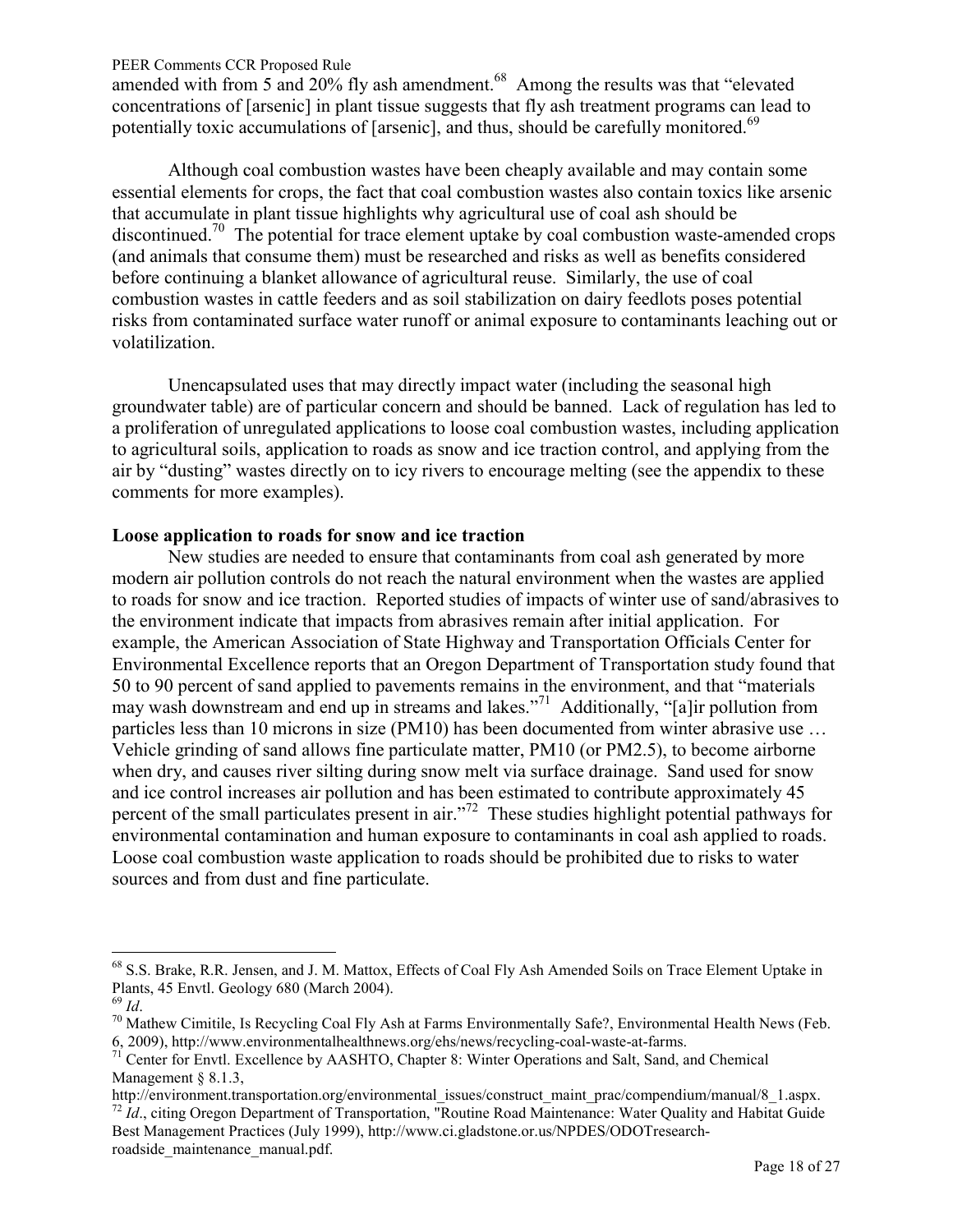amended with from 5 and 20% fly ash amendment.[68] Among the results was that "elevated concentrations of [arsenic] in plant tissue suggests that fly ash treatment programs can lead to potentially toxic accumulations of [arsenic], and thus, should be carefully monitored.[69]

Although coal combustion wastes have been cheaply available and may contain some essential elements for crops, the fact that coal combustion wastes also contain toxics like arsenic that accumulate in plant tissue highlights why agricultural use of coal ash should be discontinued.[70] The potential for trace element uptake by coal combustion waste-amended crops (and animals that consume them) must be researched and risks as well as benefits considered before continuing a blanket allowance of agricultural reuse. Similarly, the use of coal combustion wastes in cattle feeders and as soil stabilization on dairy feedlots poses potential risks from contaminated surface water runoff or animal exposure to contaminants leaching out or volatilization.

Unencapsulated uses that may directly impact water (including the seasonal high groundwater table) are of particular concern and should be banned. Lack of regulation has led to a proliferation of unregulated applications to loose coal combustion wastes, including application to agricultural soils, application to roads as snow and ice traction control, and applying from the air by "dusting" wastes directly on to icy rivers to encourage melting (see the appendix to these comments for more examples).

**Loose application to roads for snow and ice traction**

New studies are needed to ensure that contaminants from coal ash generated by more modern air pollution controls do not reach the natural environment when the wastes are applied to roads for snow and ice traction. Reported studies of impacts of winter use of sand/abrasives to the environment indicate that impacts from abrasives remain after initial application. For example, the American Association of State Highway and Transportation Officials Center for Environmental Excellence reports that an Oregon Department of Transportation study found that 50 to 90 percent of sand applied to pavements remains in the environment, and that "materials may wash downstream and end up in streams and lakes."[71] Additionally, "[a]ir pollution from particles less than 10 microns in size (PM10) has been documented from winter abrasive use … Vehicle grinding of sand allows fine particulate matter, PM10 (or PM2.5), to become airborne when dry, and causes river silting during snow melt via surface drainage. Sand used for snow and ice control increases air pollution and has been estimated to contribute approximately 45 percent of the small particulates present in air."[72] These studies highlight potential pathways for environmental contamination and human exposure to contaminants in coal ash applied to roads. Loose coal combustion waste application to roads should be prohibited due to risks to water sources and from dust and fine particulate.

---

[68] S.S. Brake, R.R. Jensen, and J. M. Mattox, Effects of Coal Fly Ash Amended Soils on Trace Element Uptake in Plants, 45 Envtl. Geology 680 (March 2004).

[69] *Id*.

[70] Mathew Cimitile, Is Recycling Coal Fly Ash at Farms Environmentally Safe?, Environmental Health News (Feb. 6, 2009), http://www.environmentalhealthnews.org/ehs/news/recycling-coal-waste-at-farms.

[71] Center for Envtl. Excellence by AASHTO, Chapter 8: Winter Operations and Salt, Sand, and Chemical Management § 8.1.3, http://environment.transportation.org/environmental_issues/construct_maint_prac/compendium/manual/8_1.aspx.

[72] *Id*., citing Oregon Department of Transportation, "Routine Road Maintenance: Water Quality and Habitat Guide Best Management Practices (July 1999), http://www.ci.gladstone.or.us/NPDES/ODOTresearch-roadside_maintenance_manual.pdf.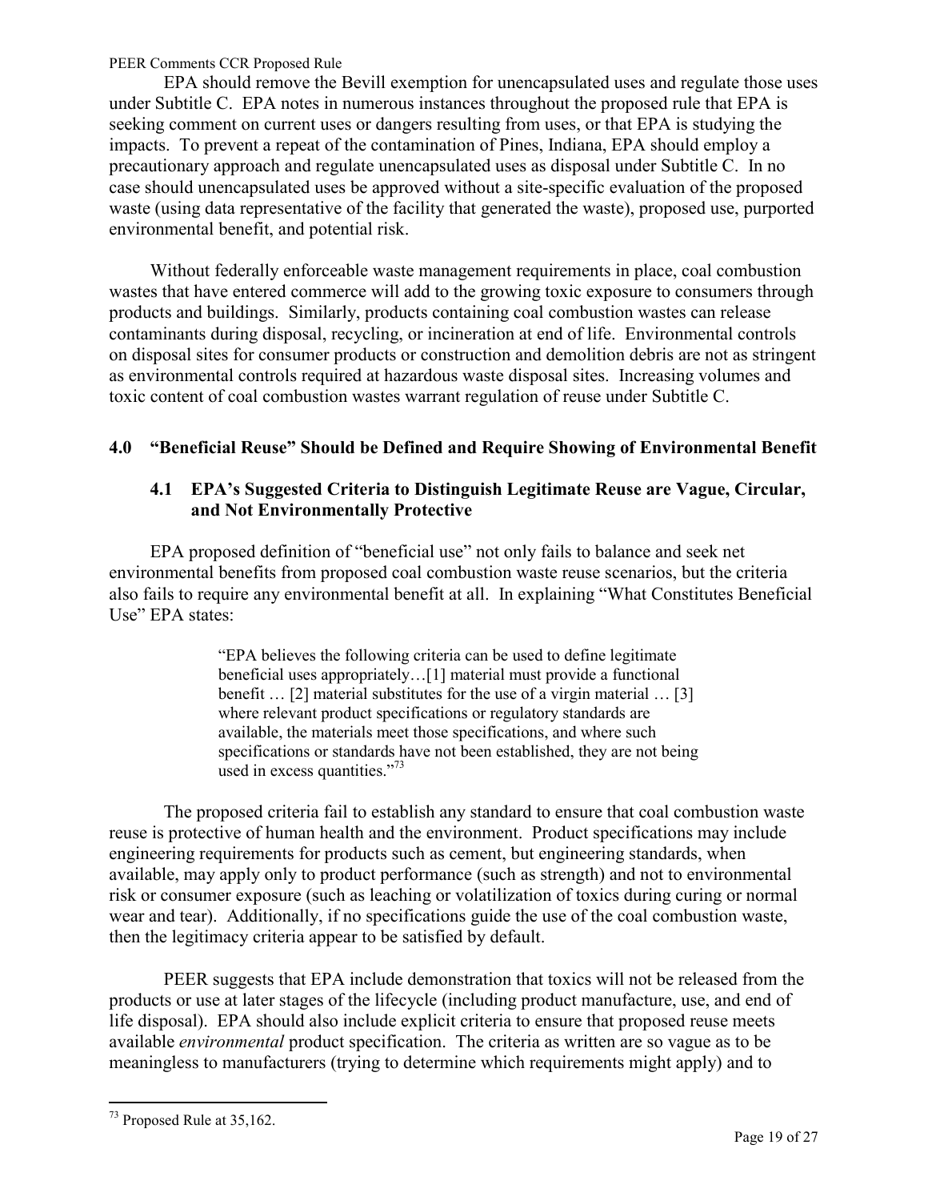EPA should remove the Bevill exemption for unencapsulated uses and regulate those uses under Subtitle C. EPA notes in numerous instances throughout the proposed rule that EPA is seeking comment on current uses or dangers resulting from uses, or that EPA is studying the impacts. To prevent a repeat of the contamination of Pines, Indiana, EPA should employ a precautionary approach and regulate unencapsulated uses as disposal under Subtitle C. In no case should unencapsulated uses be approved without a site-specific evaluation of the proposed waste (using data representative of the facility that generated the waste), proposed use, purported environmental benefit, and potential risk.

Without federally enforceable waste management requirements in place, coal combustion wastes that have entered commerce will add to the growing toxic exposure to consumers through products and buildings. Similarly, products containing coal combustion wastes can release contaminants during disposal, recycling, or incineration at end of life. Environmental controls on disposal sites for consumer products or construction and demolition debris are not as stringent as environmental controls required at hazardous waste disposal sites. Increasing volumes and toxic content of coal combustion wastes warrant regulation of reuse under Subtitle C.

## 4.0 "Beneficial Reuse" Should be Defined and Require Showing of Environmental Benefit

### 4.1 EPA's Suggested Criteria to Distinguish Legitimate Reuse are Vague, Circular, and Not Environmentally Protective

EPA proposed definition of "beneficial use" not only fails to balance and seek net environmental benefits from proposed coal combustion waste reuse scenarios, but the criteria also fails to require any environmental benefit at all. In explaining "What Constitutes Beneficial Use" EPA states:

> "EPA believes the following criteria can be used to define legitimate beneficial uses appropriately…[1] material must provide a functional benefit … [2] material substitutes for the use of a virgin material … [3] where relevant product specifications or regulatory standards are available, the materials meet those specifications, and where such specifications or standards have not been established, they are not being used in excess quantities."[73]

The proposed criteria fail to establish any standard to ensure that coal combustion waste reuse is protective of human health and the environment. Product specifications may include engineering requirements for products such as cement, but engineering standards, when available, may apply only to product performance (such as strength) and not to environmental risk or consumer exposure (such as leaching or volatilization of toxics during curing or normal wear and tear). Additionally, if no specifications guide the use of the coal combustion waste, then the legitimacy criteria appear to be satisfied by default.

PEER suggests that EPA include demonstration that toxics will not be released from the products or use at later stages of the lifecycle (including product manufacture, use, and end of life disposal). EPA should also include explicit criteria to ensure that proposed reuse meets available *environmental* product specification. The criteria as written are so vague as to be meaningless to manufacturers (trying to determine which requirements might apply) and to

[73] Proposed Rule at 35,162.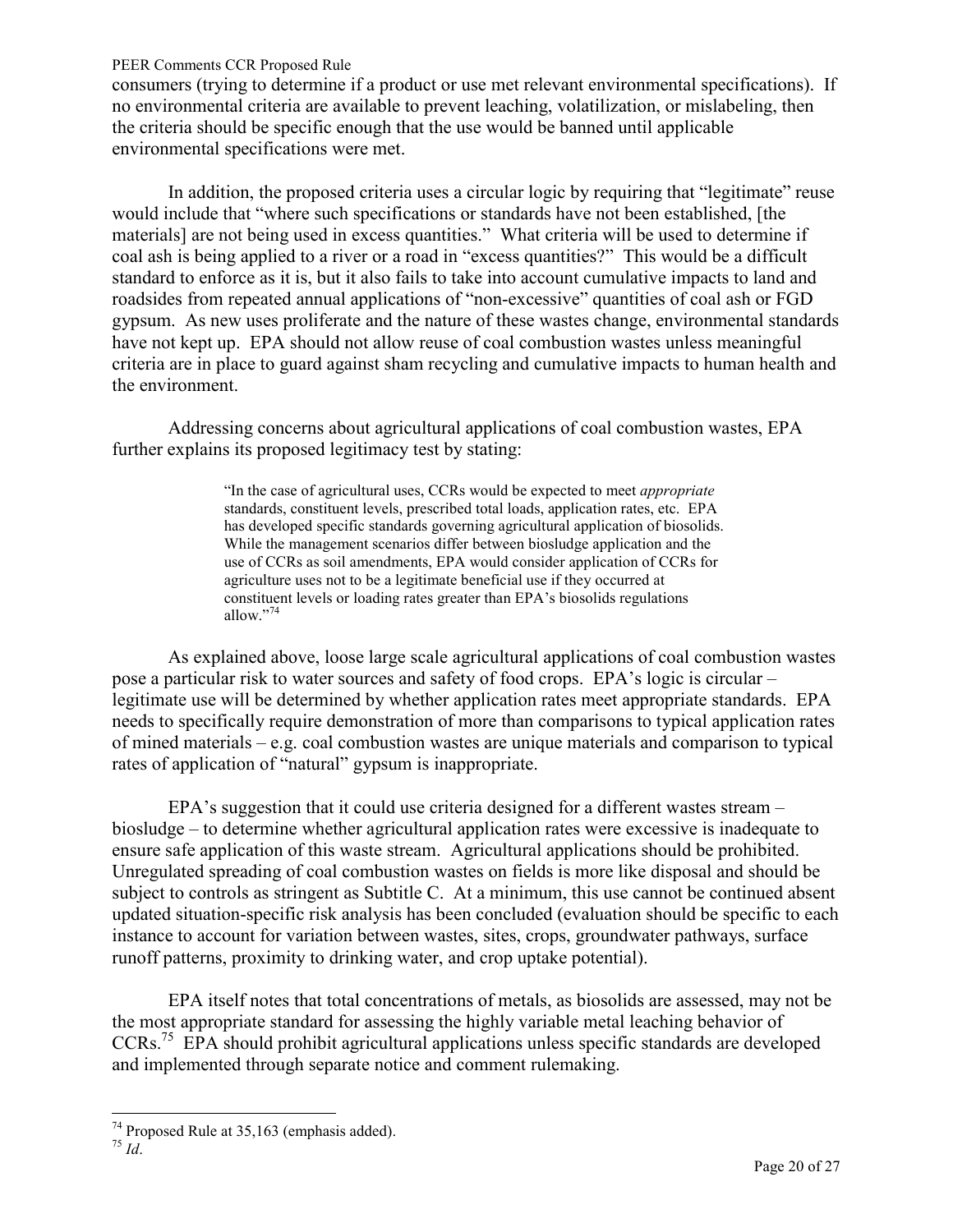consumers (trying to determine if a product or use met relevant environmental specifications). If no environmental criteria are available to prevent leaching, volatilization, or mislabeling, then the criteria should be specific enough that the use would be banned until applicable environmental specifications were met.

In addition, the proposed criteria uses a circular logic by requiring that "legitimate" reuse would include that "where such specifications or standards have not been established, [the materials] are not being used in excess quantities." What criteria will be used to determine if coal ash is being applied to a river or a road in "excess quantities?" This would be a difficult standard to enforce as it is, but it also fails to take into account cumulative impacts to land and roadsides from repeated annual applications of "non-excessive" quantities of coal ash or FGD gypsum. As new uses proliferate and the nature of these wastes change, environmental standards have not kept up. EPA should not allow reuse of coal combustion wastes unless meaningful criteria are in place to guard against sham recycling and cumulative impacts to human health and the environment.

Addressing concerns about agricultural applications of coal combustion wastes, EPA further explains its proposed legitimacy test by stating:

> "In the case of agricultural uses, CCRs would be expected to meet *appropriate* standards, constituent levels, prescribed total loads, application rates, etc. EPA has developed specific standards governing agricultural application of biosolids. While the management scenarios differ between biosludge application and the use of CCRs as soil amendments, EPA would consider application of CCRs for agriculture uses not to be a legitimate beneficial use if they occurred at constituent levels or loading rates greater than EPA's biosolids regulations allow."[74]

As explained above, loose large scale agricultural applications of coal combustion wastes pose a particular risk to water sources and safety of food crops. EPA's logic is circular – legitimate use will be determined by whether application rates meet appropriate standards. EPA needs to specifically require demonstration of more than comparisons to typical application rates of mined materials – e.g. coal combustion wastes are unique materials and comparison to typical rates of application of "natural" gypsum is inappropriate.

EPA's suggestion that it could use criteria designed for a different wastes stream – biosludge – to determine whether agricultural application rates were excessive is inadequate to ensure safe application of this waste stream. Agricultural applications should be prohibited. Unregulated spreading of coal combustion wastes on fields is more like disposal and should be subject to controls as stringent as Subtitle C. At a minimum, this use cannot be continued absent updated situation-specific risk analysis has been concluded (evaluation should be specific to each instance to account for variation between wastes, sites, crops, groundwater pathways, surface runoff patterns, proximity to drinking water, and crop uptake potential).

EPA itself notes that total concentrations of metals, as biosolids are assessed, may not be the most appropriate standard for assessing the highly variable metal leaching behavior of CCRs.[75] EPA should prohibit agricultural applications unless specific standards are developed and implemented through separate notice and comment rulemaking.

---

[74] Proposed Rule at 35,163 (emphasis added).

[75] *Id*.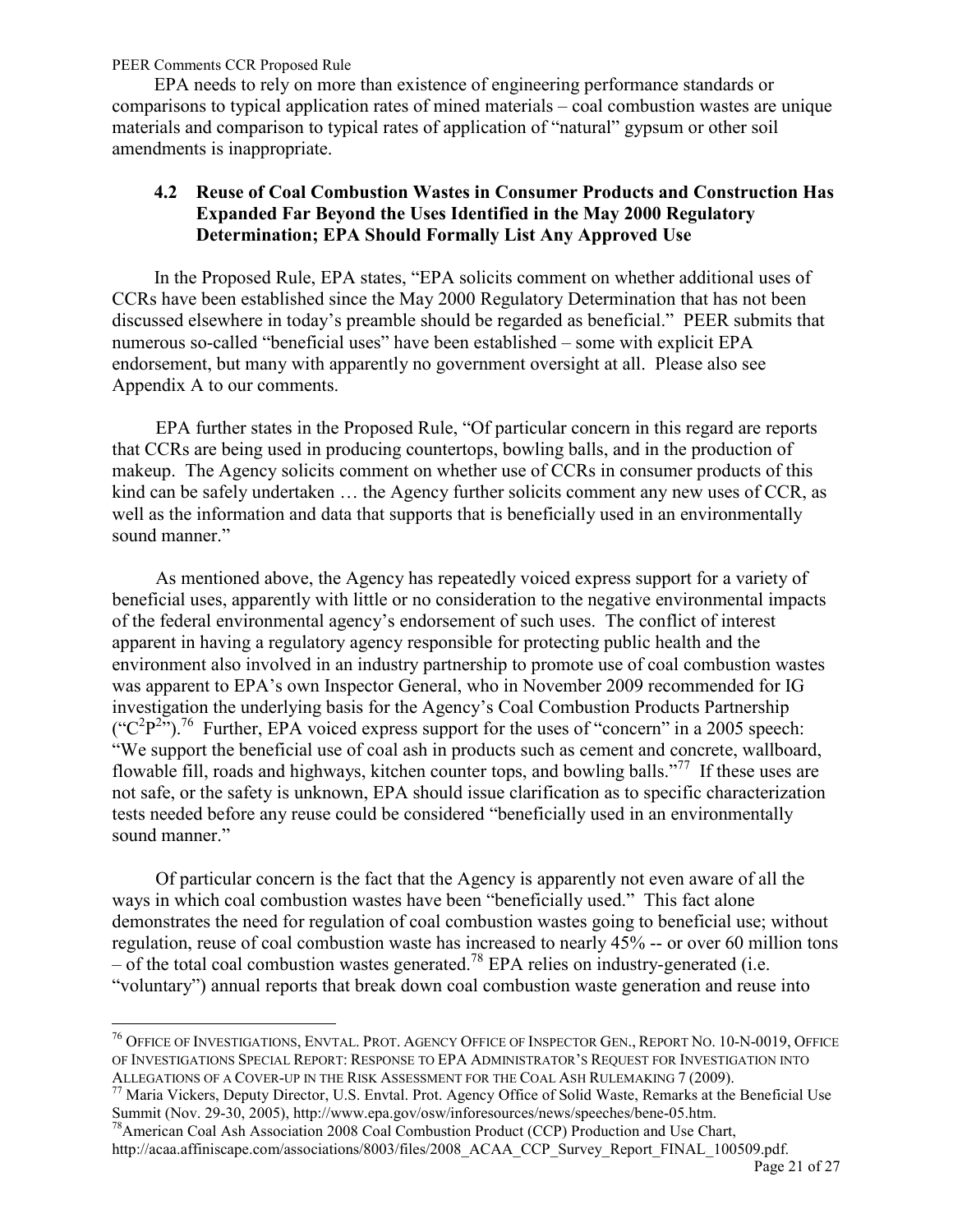EPA needs to rely on more than existence of engineering performance standards or comparisons to typical application rates of mined materials – coal combustion wastes are unique materials and comparison to typical rates of application of "natural" gypsum or other soil amendments is inappropriate.

### 4.2 Reuse of Coal Combustion Wastes in Consumer Products and Construction Has Expanded Far Beyond the Uses Identified in the May 2000 Regulatory Determination; EPA Should Formally List Any Approved Use

In the Proposed Rule, EPA states, "EPA solicits comment on whether additional uses of CCRs have been established since the May 2000 Regulatory Determination that has not been discussed elsewhere in today's preamble should be regarded as beneficial." PEER submits that numerous so-called "beneficial uses" have been established – some with explicit EPA endorsement, but many with apparently no government oversight at all. Please also see Appendix A to our comments.

EPA further states in the Proposed Rule, "Of particular concern in this regard are reports that CCRs are being used in producing countertops, bowling balls, and in the production of makeup. The Agency solicits comment on whether use of CCRs in consumer products of this kind can be safely undertaken … the Agency further solicits comment any new uses of CCR, as well as the information and data that supports that is beneficially used in an environmentally sound manner."

As mentioned above, the Agency has repeatedly voiced express support for a variety of beneficial uses, apparently with little or no consideration to the negative environmental impacts of the federal environmental agency's endorsement of such uses. The conflict of interest apparent in having a regulatory agency responsible for protecting public health and the environment also involved in an industry partnership to promote use of coal combustion wastes was apparent to EPA's own Inspector General, who in November 2009 recommended for IG investigation the underlying basis for the Agency's Coal Combustion Products Partnership ("$C^2P^2$").[76] Further, EPA voiced express support for the uses of "concern" in a 2005 speech: "We support the beneficial use of coal ash in products such as cement and concrete, wallboard, flowable fill, roads and highways, kitchen counter tops, and bowling balls."[77] If these uses are not safe, or the safety is unknown, EPA should issue clarification as to specific characterization tests needed before any reuse could be considered "beneficially used in an environmentally sound manner."

Of particular concern is the fact that the Agency is apparently not even aware of all the ways in which coal combustion wastes have been "beneficially used." This fact alone demonstrates the need for regulation of coal combustion wastes going to beneficial use; without regulation, reuse of coal combustion waste has increased to nearly 45% -- or over 60 million tons – of the total coal combustion wastes generated.[78] EPA relies on industry-generated (i.e. "voluntary") annual reports that break down coal combustion waste generation and reuse into

---

[76] OFFICE OF INVESTIGATIONS, ENVTAL. PROT. AGENCY OFFICE OF INSPECTOR GEN., REPORT NO. 10-N-0019, OFFICE OF INVESTIGATIONS SPECIAL REPORT: RESPONSE TO EPA ADMINISTRATOR'S REQUEST FOR INVESTIGATION INTO ALLEGATIONS OF A COVER-UP IN THE RISK ASSESSMENT FOR THE COAL ASH RULEMAKING 7 (2009).

[77] Maria Vickers, Deputy Director, U.S. Envtal. Prot. Agency Office of Solid Waste, Remarks at the Beneficial Use Summit (Nov. 29-30, 2005), http://www.epa.gov/osw/inforesources/news/speeches/bene-05.htm.

[78] American Coal Ash Association 2008 Coal Combustion Product (CCP) Production and Use Chart, http://acaa.affiniscape.com/associations/8003/files/2008_ACAA_CCP_Survey_Report_FINAL_100509.pdf.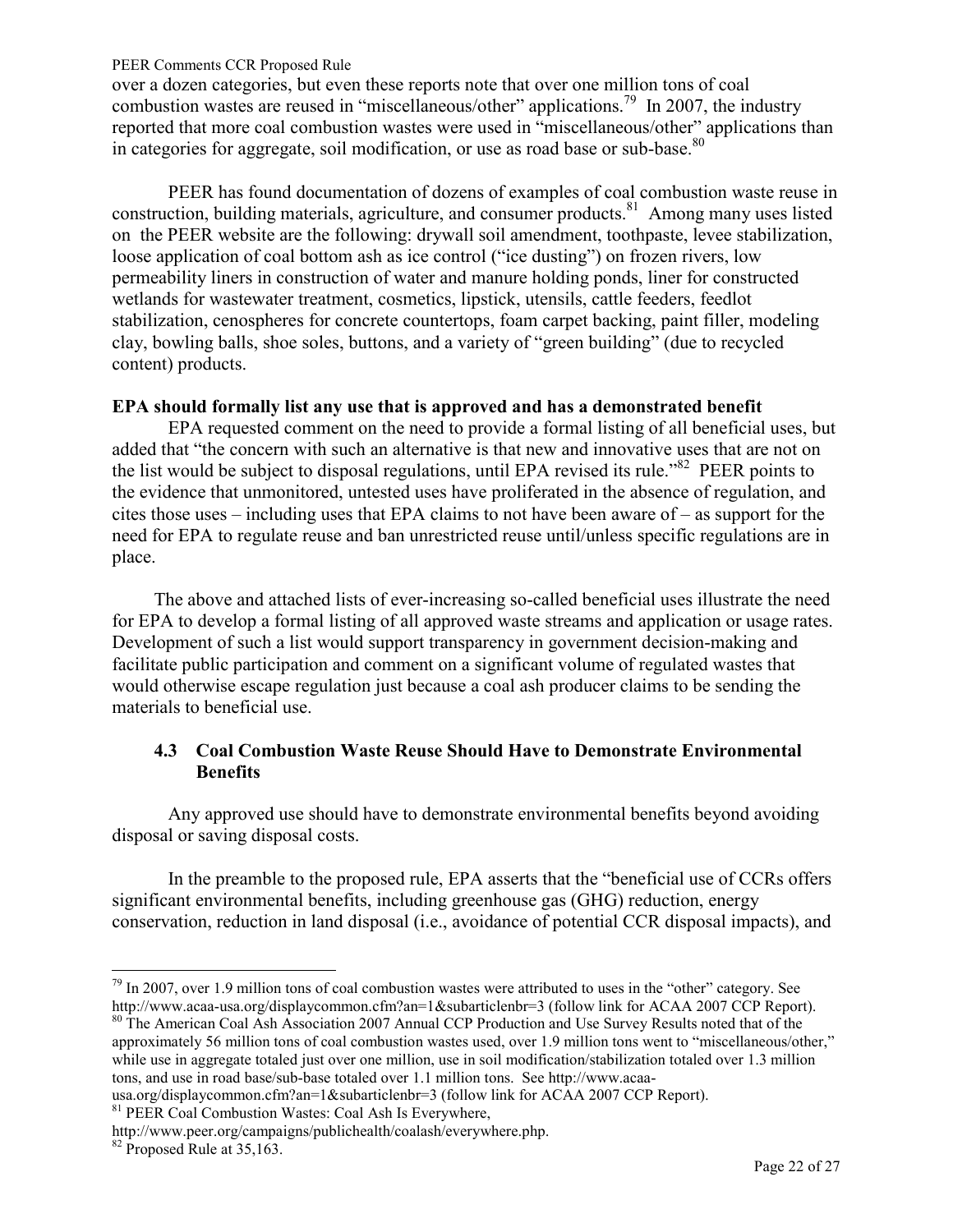over a dozen categories, but even these reports note that over one million tons of coal combustion wastes are reused in "miscellaneous/other" applications.[79] In 2007, the industry reported that more coal combustion wastes were used in "miscellaneous/other" applications than in categories for aggregate, soil modification, or use as road base or sub-base.[80]

PEER has found documentation of dozens of examples of coal combustion waste reuse in construction, building materials, agriculture, and consumer products.[81] Among many uses listed on the PEER website are the following: drywall soil amendment, toothpaste, levee stabilization, loose application of coal bottom ash as ice control ("ice dusting") on frozen rivers, low permeability liners in construction of water and manure holding ponds, liner for constructed wetlands for wastewater treatment, cosmetics, lipstick, utensils, cattle feeders, feedlot stabilization, cenospheres for concrete countertops, foam carpet backing, paint filler, modeling clay, bowling balls, shoe soles, buttons, and a variety of "green building" (due to recycled content) products.

**EPA should formally list any use that is approved and has a demonstrated benefit**

EPA requested comment on the need to provide a formal listing of all beneficial uses, but added that "the concern with such an alternative is that new and innovative uses that are not on the list would be subject to disposal regulations, until EPA revised its rule."[82] PEER points to the evidence that unmonitored, untested uses have proliferated in the absence of regulation, and cites those uses – including uses that EPA claims to not have been aware of – as support for the need for EPA to regulate reuse and ban unrestricted reuse until/unless specific regulations are in place.

The above and attached lists of ever-increasing so-called beneficial uses illustrate the need for EPA to develop a formal listing of all approved waste streams and application or usage rates. Development of such a list would support transparency in government decision-making and facilitate public participation and comment on a significant volume of regulated wastes that would otherwise escape regulation just because a coal ash producer claims to be sending the materials to beneficial use.

### 4.3 Coal Combustion Waste Reuse Should Have to Demonstrate Environmental Benefits

Any approved use should have to demonstrate environmental benefits beyond avoiding disposal or saving disposal costs.

In the preamble to the proposed rule, EPA asserts that the "beneficial use of CCRs offers significant environmental benefits, including greenhouse gas (GHG) reduction, energy conservation, reduction in land disposal (i.e., avoidance of potential CCR disposal impacts), and

---

[79] In 2007, over 1.9 million tons of coal combustion wastes were attributed to uses in the "other" category. See http://www.acaa-usa.org/displaycommon.cfm?an=1&subarticlenbr=3 (follow link for ACAA 2007 CCP Report).

[80] The American Coal Ash Association 2007 Annual CCP Production and Use Survey Results noted that of the approximately 56 million tons of coal combustion wastes used, over 1.9 million tons went to "miscellaneous/other," while use in aggregate totaled just over one million, use in soil modification/stabilization totaled over 1.3 million tons, and use in road base/sub-base totaled over 1.1 million tons. See http://www.acaa-usa.org/displaycommon.cfm?an=1&subarticlenbr=3 (follow link for ACAA 2007 CCP Report).

[81] PEER Coal Combustion Wastes: Coal Ash Is Everywhere, http://www.peer.org/campaigns/publichealth/coalash/everywhere.php.

[82] Proposed Rule at 35,163.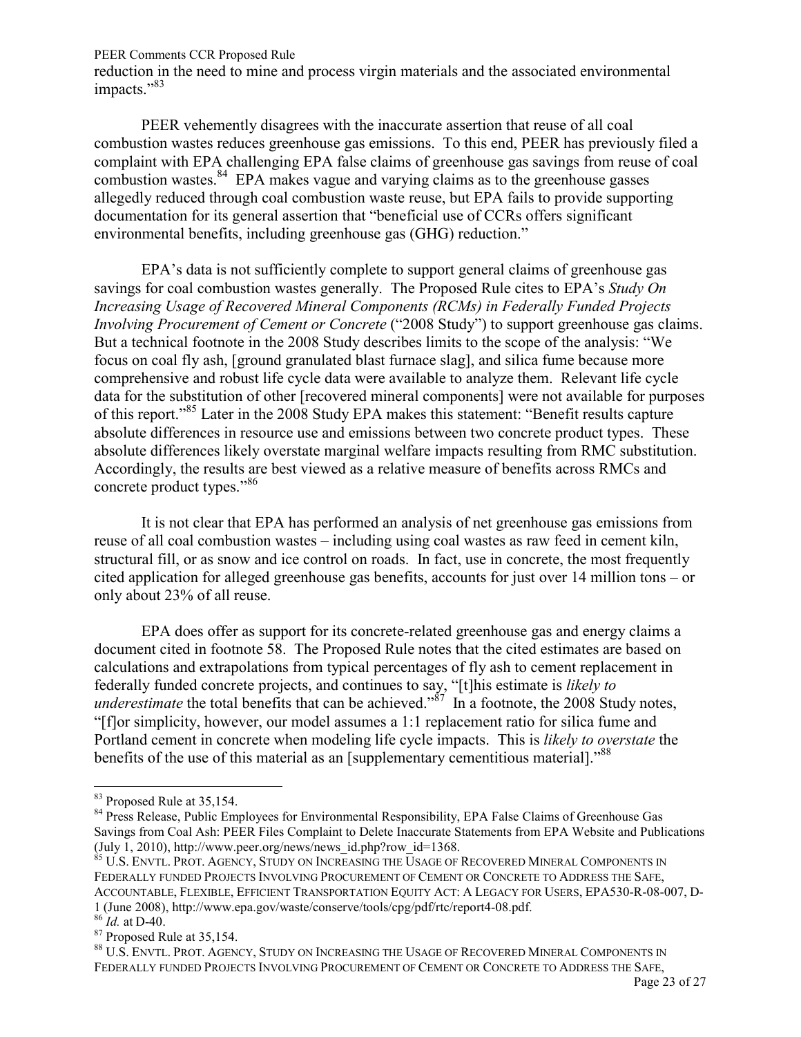reduction in the need to mine and process virgin materials and the associated environmental impacts."[83]

PEER vehemently disagrees with the inaccurate assertion that reuse of all coal combustion wastes reduces greenhouse gas emissions. To this end, PEER has previously filed a complaint with EPA challenging EPA false claims of greenhouse gas savings from reuse of coal combustion wastes.[84] EPA makes vague and varying claims as to the greenhouse gasses allegedly reduced through coal combustion waste reuse, but EPA fails to provide supporting documentation for its general assertion that "beneficial use of CCRs offers significant environmental benefits, including greenhouse gas (GHG) reduction."

EPA's data is not sufficiently complete to support general claims of greenhouse gas savings for coal combustion wastes generally. The Proposed Rule cites to EPA's *Study On Increasing Usage of Recovered Mineral Components (RCMs) in Federally Funded Projects Involving Procurement of Cement or Concrete* ("2008 Study") to support greenhouse gas claims. But a technical footnote in the 2008 Study describes limits to the scope of the analysis: "We focus on coal fly ash, [ground granulated blast furnace slag], and silica fume because more comprehensive and robust life cycle data were available to analyze them. Relevant life cycle data for the substitution of other [recovered mineral components] were not available for purposes of this report."[85] Later in the 2008 Study EPA makes this statement: "Benefit results capture absolute differences in resource use and emissions between two concrete product types. These absolute differences likely overstate marginal welfare impacts resulting from RMC substitution. Accordingly, the results are best viewed as a relative measure of benefits across RMCs and concrete product types."[86]

It is not clear that EPA has performed an analysis of net greenhouse gas emissions from reuse of all coal combustion wastes – including using coal wastes as raw feed in cement kiln, structural fill, or as snow and ice control on roads. In fact, use in concrete, the most frequently cited application for alleged greenhouse gas benefits, accounts for just over 14 million tons – or only about 23% of all reuse.

EPA does offer as support for its concrete-related greenhouse gas and energy claims a document cited in footnote 58. The Proposed Rule notes that the cited estimates are based on calculations and extrapolations from typical percentages of fly ash to cement replacement in federally funded concrete projects, and continues to say, "[t]his estimate is *likely to underestimate* the total benefits that can be achieved."[87] In a footnote, the 2008 Study notes, "[f]or simplicity, however, our model assumes a 1:1 replacement ratio for silica fume and Portland cement in concrete when modeling life cycle impacts. This is *likely to overstate* the benefits of the use of this material as an [supplementary cementitious material]."[88]

---

[83] Proposed Rule at 35,154.

[84] Press Release, Public Employees for Environmental Responsibility, EPA False Claims of Greenhouse Gas Savings from Coal Ash: PEER Files Complaint to Delete Inaccurate Statements from EPA Website and Publications (July 1, 2010), http://www.peer.org/news/news_id.php?row_id=1368.

[85] U.S. ENVTL. PROT. AGENCY, STUDY ON INCREASING THE USAGE OF RECOVERED MINERAL COMPONENTS IN FEDERALLY FUNDED PROJECTS INVOLVING PROCUREMENT OF CEMENT OR CONCRETE TO ADDRESS THE SAFE, ACCOUNTABLE, FLEXIBLE, EFFICIENT TRANSPORTATION EQUITY ACT: A LEGACY FOR USERS, EPA530-R-08-007, D-1 (June 2008), http://www.epa.gov/waste/conserve/tools/cpg/pdf/rtc/report4-08.pdf.

[86] *Id.* at D-40.

[87] Proposed Rule at 35,154.

[88] U.S. ENVTL. PROT. AGENCY, STUDY ON INCREASING THE USAGE OF RECOVERED MINERAL COMPONENTS IN FEDERALLY FUNDED PROJECTS INVOLVING PROCUREMENT OF CEMENT OR CONCRETE TO ADDRESS THE SAFE,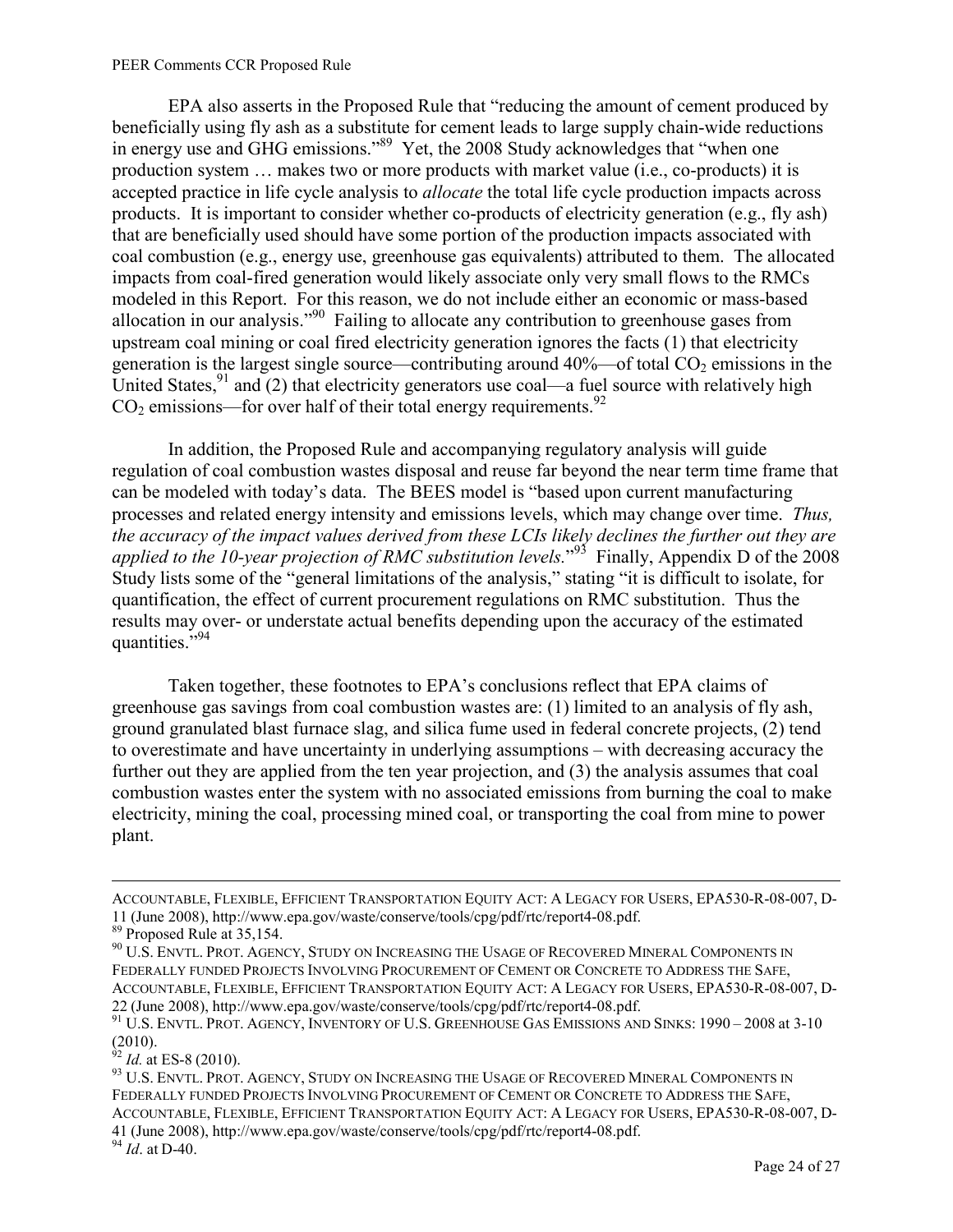EPA also asserts in the Proposed Rule that "reducing the amount of cement produced by beneficially using fly ash as a substitute for cement leads to large supply chain-wide reductions in energy use and GHG emissions."[89] Yet, the 2008 Study acknowledges that "when one production system … makes two or more products with market value (i.e., co-products) it is accepted practice in life cycle analysis to *allocate* the total life cycle production impacts across products. It is important to consider whether co-products of electricity generation (e.g., fly ash) that are beneficially used should have some portion of the production impacts associated with coal combustion (e.g., energy use, greenhouse gas equivalents) attributed to them. The allocated impacts from coal-fired generation would likely associate only very small flows to the RMCs modeled in this Report. For this reason, we do not include either an economic or mass-based allocation in our analysis."[90] Failing to allocate any contribution to greenhouse gases from upstream coal mining or coal fired electricity generation ignores the facts (1) that electricity generation is the largest single source—contributing around 40%—of total $CO_2$ emissions in the United States,[91] and (2) that electricity generators use coal—a fuel source with relatively high $CO_2$ emissions—for over half of their total energy requirements.[92]

In addition, the Proposed Rule and accompanying regulatory analysis will guide regulation of coal combustion wastes disposal and reuse far beyond the near term time frame that can be modeled with today's data. The BEES model is "based upon current manufacturing processes and related energy intensity and emissions levels, which may change over time. *Thus, the accuracy of the impact values derived from these LCIs likely declines the further out they are applied to the 10-year projection of RMC substitution levels.*"[93] Finally, Appendix D of the 2008 Study lists some of the "general limitations of the analysis," stating "it is difficult to isolate, for quantification, the effect of current procurement regulations on RMC substitution. Thus the results may over- or understate actual benefits depending upon the accuracy of the estimated quantities."[94]

Taken together, these footnotes to EPA's conclusions reflect that EPA claims of greenhouse gas savings from coal combustion wastes are: (1) limited to an analysis of fly ash, ground granulated blast furnace slag, and silica fume used in federal concrete projects, (2) tend to overestimate and have uncertainty in underlying assumptions – with decreasing accuracy the further out they are applied from the ten year projection, and (3) the analysis assumes that coal combustion wastes enter the system with no associated emissions from burning the coal to make electricity, mining the coal, processing mined coal, or transporting the coal from mine to power plant.

---

ACCOUNTABLE, FLEXIBLE, EFFICIENT TRANSPORTATION EQUITY ACT: A LEGACY FOR USERS, EPA530-R-08-007, D-11 (June 2008), http://www.epa.gov/waste/conserve/tools/cpg/pdf/rtc/report4-08.pdf.

[89] Proposed Rule at 35,154.

[90] U.S. ENVTL. PROT. AGENCY, STUDY ON INCREASING THE USAGE OF RECOVERED MINERAL COMPONENTS IN FEDERALLY FUNDED PROJECTS INVOLVING PROCUREMENT OF CEMENT OR CONCRETE TO ADDRESS THE SAFE, ACCOUNTABLE, FLEXIBLE, EFFICIENT TRANSPORTATION EQUITY ACT: A LEGACY FOR USERS, EPA530-R-08-007, D-22 (June 2008), http://www.epa.gov/waste/conserve/tools/cpg/pdf/rtc/report4-08.pdf.

[91] U.S. ENVTL. PROT. AGENCY, INVENTORY OF U.S. GREENHOUSE GAS EMISSIONS AND SINKS: 1990 – 2008 at 3-10 (2010).

[92] *Id.* at ES-8 (2010).

[93] U.S. ENVTL. PROT. AGENCY, STUDY ON INCREASING THE USAGE OF RECOVERED MINERAL COMPONENTS IN FEDERALLY FUNDED PROJECTS INVOLVING PROCUREMENT OF CEMENT OR CONCRETE TO ADDRESS THE SAFE, ACCOUNTABLE, FLEXIBLE, EFFICIENT TRANSPORTATION EQUITY ACT: A LEGACY FOR USERS, EPA530-R-08-007, D-41 (June 2008), http://www.epa.gov/waste/conserve/tools/cpg/pdf/rtc/report4-08.pdf.

[94] *Id*. at D-40.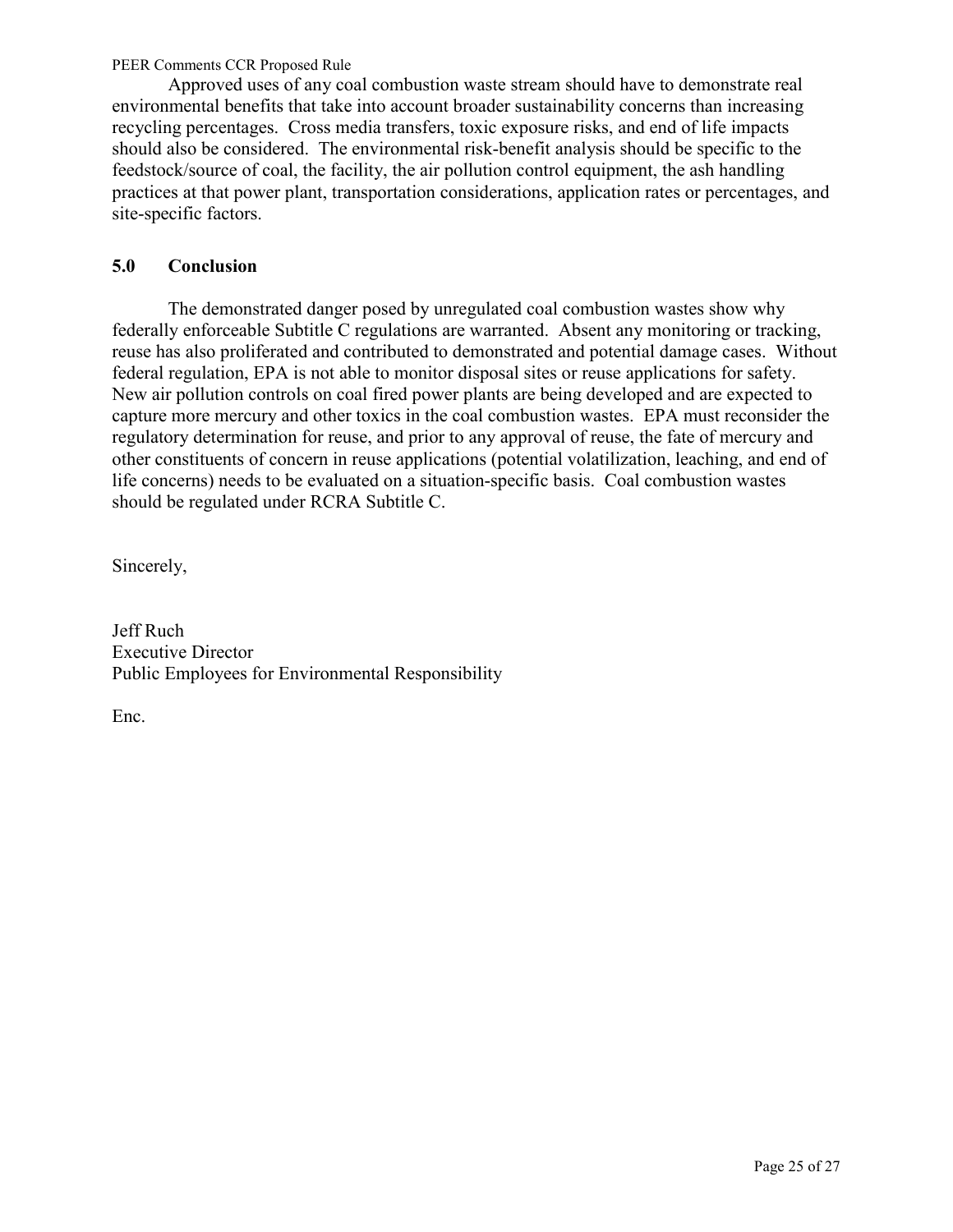Approved uses of any coal combustion waste stream should have to demonstrate real environmental benefits that take into account broader sustainability concerns than increasing recycling percentages. Cross media transfers, toxic exposure risks, and end of life impacts should also be considered. The environmental risk-benefit analysis should be specific to the feedstock/source of coal, the facility, the air pollution control equipment, the ash handling practices at that power plant, transportation considerations, application rates or percentages, and site-specific factors.

## 5.0 Conclusion

The demonstrated danger posed by unregulated coal combustion wastes show why federally enforceable Subtitle C regulations are warranted. Absent any monitoring or tracking, reuse has also proliferated and contributed to demonstrated and potential damage cases. Without federal regulation, EPA is not able to monitor disposal sites or reuse applications for safety. New air pollution controls on coal fired power plants are being developed and are expected to capture more mercury and other toxics in the coal combustion wastes. EPA must reconsider the regulatory determination for reuse, and prior to any approval of reuse, the fate of mercury and other constituents of concern in reuse applications (potential volatilization, leaching, and end of life concerns) needs to be evaluated on a situation-specific basis. Coal combustion wastes should be regulated under RCRA Subtitle C.

Sincerely,

Jeff Ruch
Executive Director
Public Employees for Environmental Responsibility

Enc.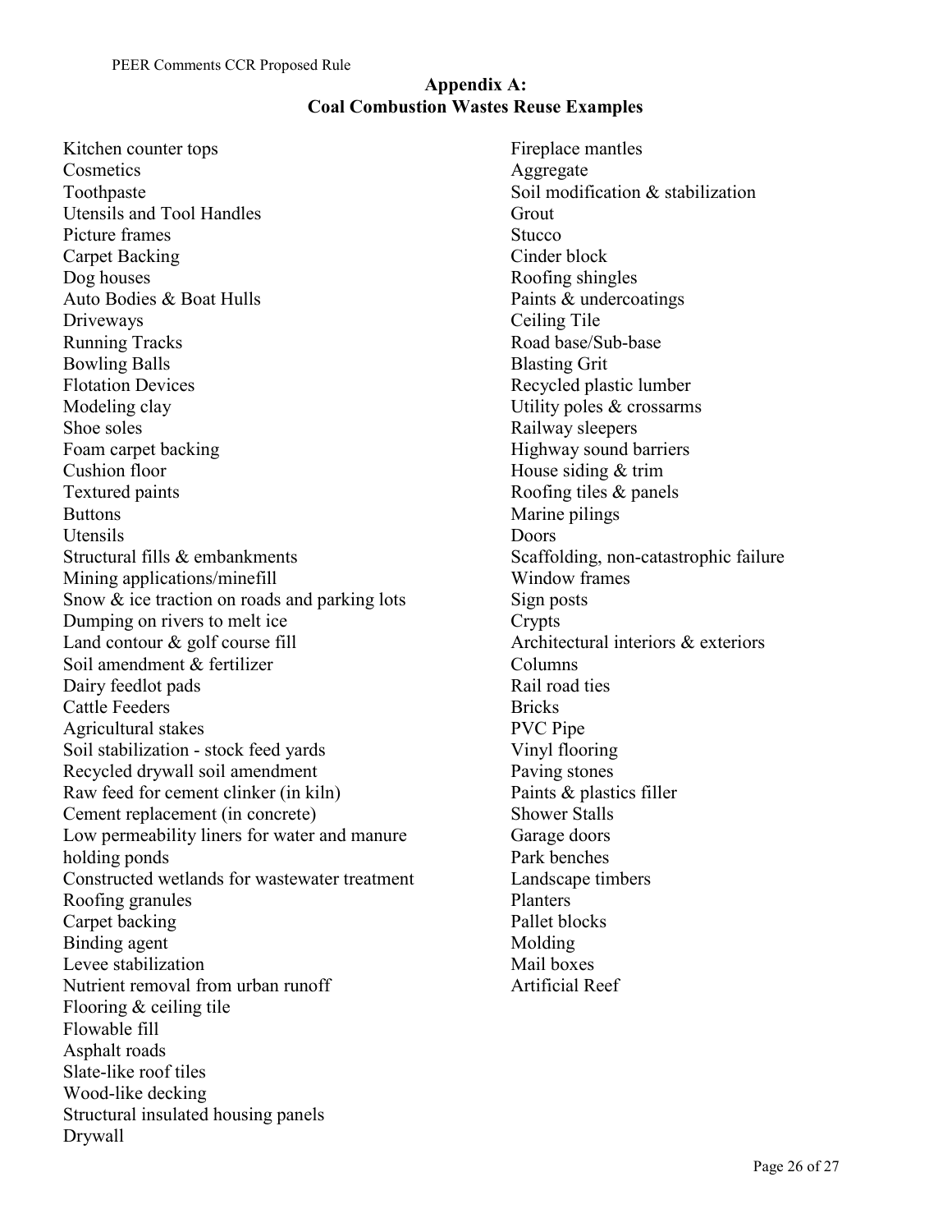## Appendix A: Coal Combustion Wastes Reuse Examples

Kitchen counter tops
Cosmetics
Toothpaste
Utensils and Tool Handles
Picture frames
Carpet Backing
Dog houses
Auto Bodies & Boat Hulls
Driveways
Running Tracks
Bowling Balls
Flotation Devices
Modeling clay
Shoe soles
Foam carpet backing
Cushion floor
Textured paints
Buttons
Utensils
Structural fills & embankments
Mining applications/minefill
Snow & ice traction on roads and parking lots
Dumping on rivers to melt ice
Land contour & golf course fill
Soil amendment & fertilizer
Dairy feedlot pads
Cattle Feeders
Agricultural stakes
Soil stabilization - stock feed yards
Recycled drywall soil amendment
Raw feed for cement clinker (in kiln)
Cement replacement (in concrete)
Low permeability liners for water and manure holding ponds
Constructed wetlands for wastewater treatment
Roofing granules
Carpet backing
Binding agent
Levee stabilization
Nutrient removal from urban runoff
Flooring & ceiling tile
Flowable fill
Asphalt roads
Slate-like roof tiles
Wood-like decking
Structural insulated housing panels
Drywall
Fireplace mantles
Aggregate
Soil modification & stabilization
Grout
Stucco
Cinder block
Roofing shingles
Paints & undercoatings
Ceiling Tile
Road base/Sub-base
Blasting Grit
Recycled plastic lumber
Utility poles & crossarms
Railway sleepers
Highway sound barriers
House siding & trim
Roofing tiles & panels
Marine pilings
Doors
Scaffolding, non-catastrophic failure
Window frames
Sign posts
Crypts
Architectural interiors & exteriors
Columns
Rail road ties
Bricks
PVC Pipe
Vinyl flooring
Paving stones
Paints & plastics filler
Shower Stalls
Garage doors
Park benches
Landscape timbers
Planters
Pallet blocks
Molding
Mail boxes
Artificial Reef